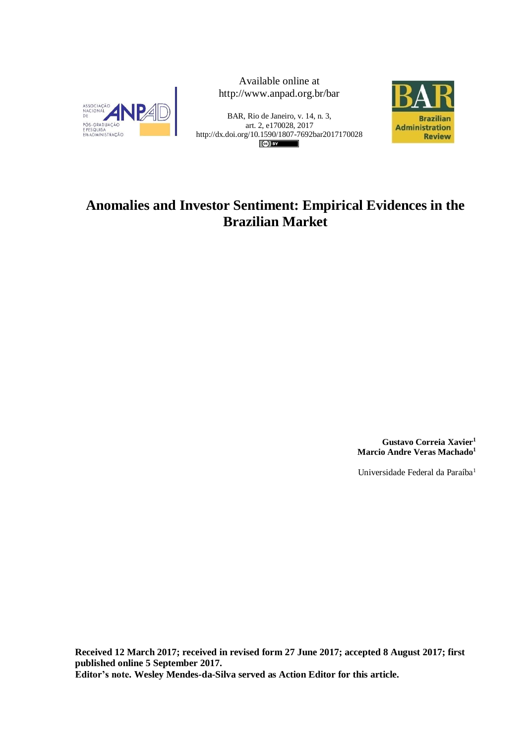Available online at
http://www.anpad.org.br/bar

BAR, Rio de Janeiro, v. 14, n. 3,
art. 2, e170028, 2017
http://dx.doi.org/10.1590/1807-7692bar2017170028

# Anomalies and Investor Sentiment: Empirical Evidences in the Brazilian Market

**Gustavo Correia Xavier[1]**
**Marcio Andre Veras Machado[1]**

Universidade Federal da Paraíba[1]

**Received 12 March 2017; received in revised form 27 June 2017; accepted 8 August 2017; first published online 5 September 2017.**
**Editor's note. Wesley Mendes-da-Silva served as Action Editor for this article.**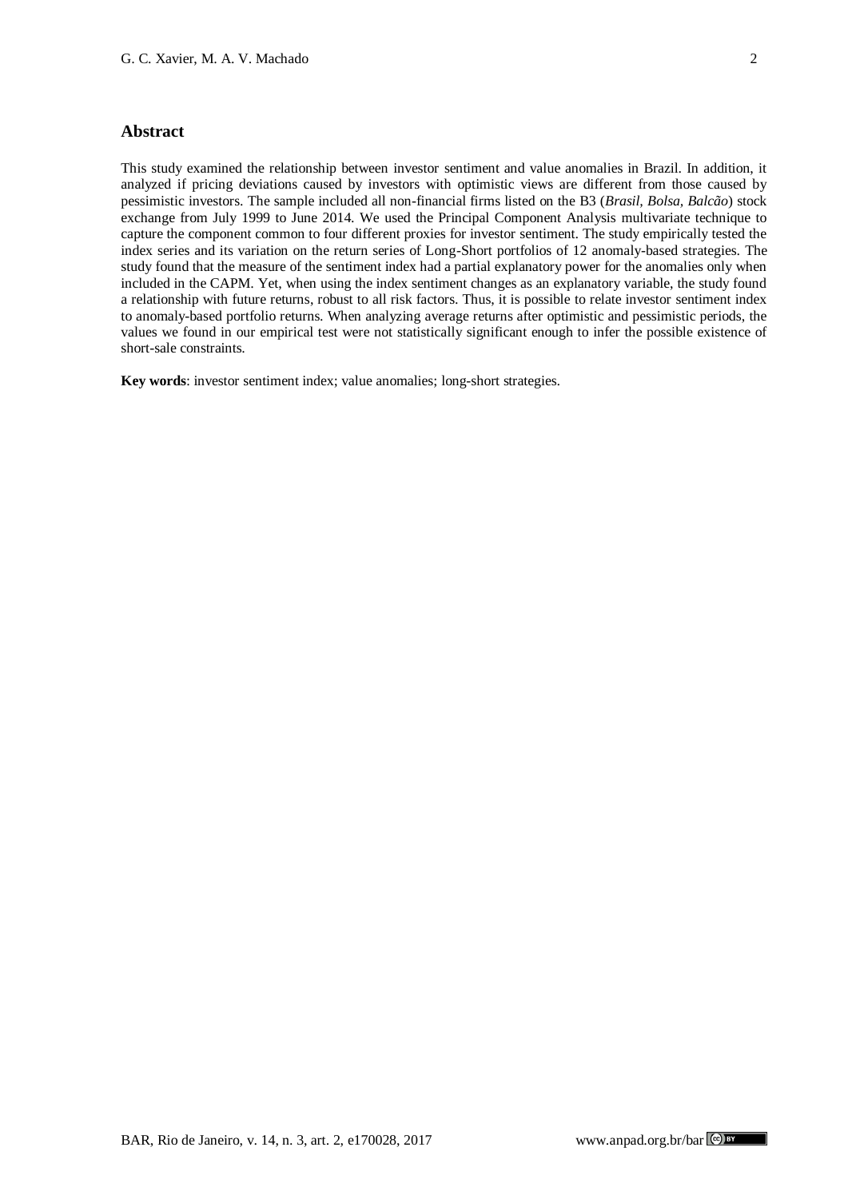## Abstract

This study examined the relationship between investor sentiment and value anomalies in Brazil. In addition, it analyzed if pricing deviations caused by investors with optimistic views are different from those caused by pessimistic investors. The sample included all non-financial firms listed on the B3 (*Brasil, Bolsa, Balcão*) stock exchange from July 1999 to June 2014. We used the Principal Component Analysis multivariate technique to capture the component common to four different proxies for investor sentiment. The study empirically tested the index series and its variation on the return series of Long-Short portfolios of 12 anomaly-based strategies. The study found that the measure of the sentiment index had a partial explanatory power for the anomalies only when included in the CAPM. Yet, when using the index sentiment changes as an explanatory variable, the study found a relationship with future returns, robust to all risk factors. Thus, it is possible to relate investor sentiment index to anomaly-based portfolio returns. When analyzing average returns after optimistic and pessimistic periods, the values we found in our empirical test were not statistically significant enough to infer the possible existence of short-sale constraints.

**Key words**: investor sentiment index; value anomalies; long-short strategies.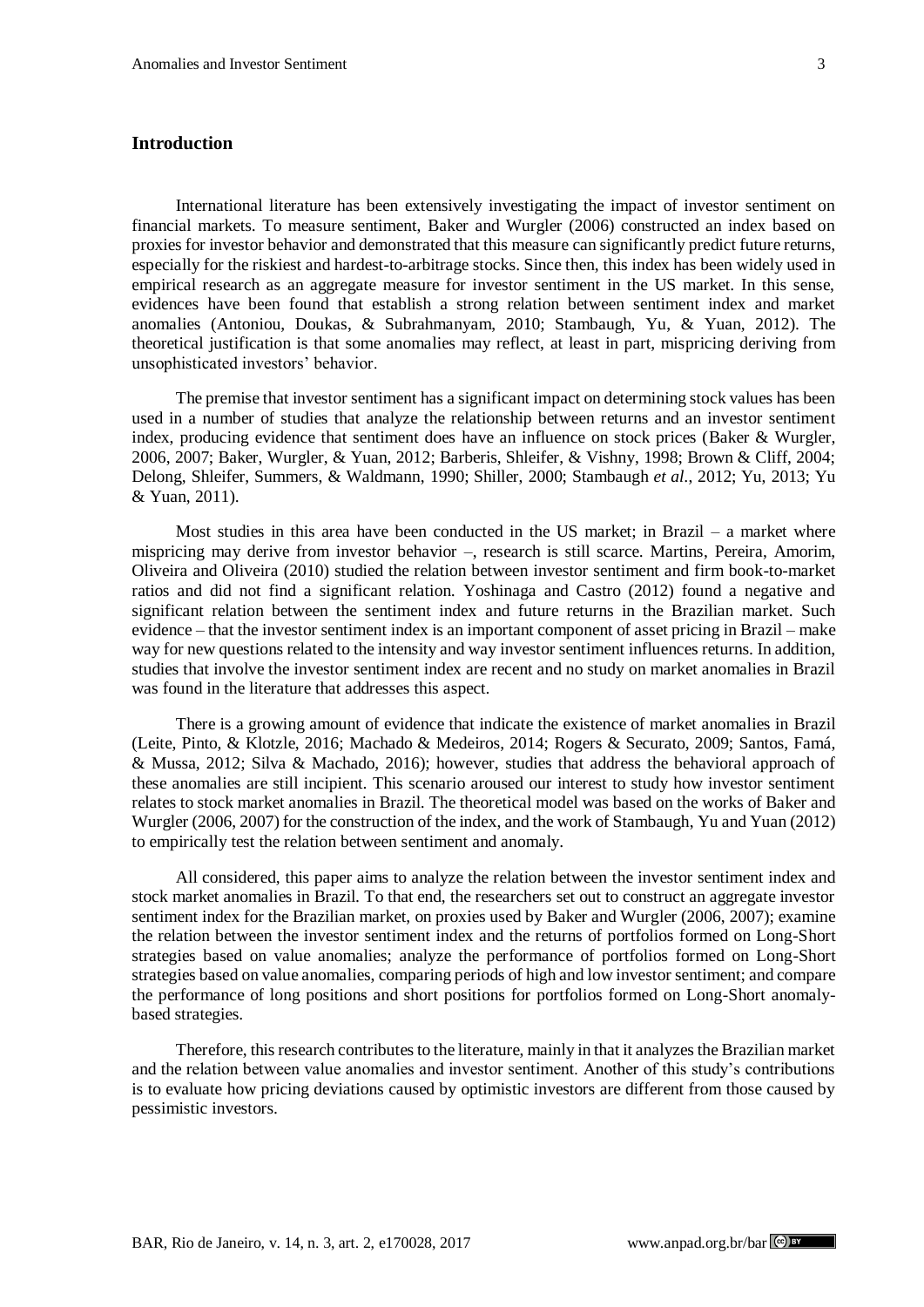## Introduction

International literature has been extensively investigating the impact of investor sentiment on financial markets. To measure sentiment, Baker and Wurgler (2006) constructed an index based on proxies for investor behavior and demonstrated that this measure can significantly predict future returns, especially for the riskiest and hardest-to-arbitrage stocks. Since then, this index has been widely used in empirical research as an aggregate measure for investor sentiment in the US market. In this sense, evidences have been found that establish a strong relation between sentiment index and market anomalies (Antoniou, Doukas, & Subrahmanyam, 2010; Stambaugh, Yu, & Yuan, 2012). The theoretical justification is that some anomalies may reflect, at least in part, mispricing deriving from unsophisticated investors' behavior.

The premise that investor sentiment has a significant impact on determining stock values has been used in a number of studies that analyze the relationship between returns and an investor sentiment index, producing evidence that sentiment does have an influence on stock prices (Baker & Wurgler, 2006, 2007; Baker, Wurgler, & Yuan, 2012; Barberis, Shleifer, & Vishny, 1998; Brown & Cliff, 2004; Delong, Shleifer, Summers, & Waldmann, 1990; Shiller, 2000; Stambaugh *et al*., 2012; Yu, 2013; Yu & Yuan, 2011).

Most studies in this area have been conducted in the US market; in Brazil – a market where mispricing may derive from investor behavior –, research is still scarce. Martins, Pereira, Amorim, Oliveira and Oliveira (2010) studied the relation between investor sentiment and firm book-to-market ratios and did not find a significant relation. Yoshinaga and Castro (2012) found a negative and significant relation between the sentiment index and future returns in the Brazilian market. Such evidence – that the investor sentiment index is an important component of asset pricing in Brazil – make way for new questions related to the intensity and way investor sentiment influences returns. In addition, studies that involve the investor sentiment index are recent and no study on market anomalies in Brazil was found in the literature that addresses this aspect.

There is a growing amount of evidence that indicate the existence of market anomalies in Brazil (Leite, Pinto, & Klotzle, 2016; Machado & Medeiros, 2014; Rogers & Securato, 2009; Santos, Famá, & Mussa, 2012; Silva & Machado, 2016); however, studies that address the behavioral approach of these anomalies are still incipient. This scenario aroused our interest to study how investor sentiment relates to stock market anomalies in Brazil. The theoretical model was based on the works of Baker and Wurgler (2006, 2007) for the construction of the index, and the work of Stambaugh, Yu and Yuan (2012) to empirically test the relation between sentiment and anomaly.

All considered, this paper aims to analyze the relation between the investor sentiment index and stock market anomalies in Brazil. To that end, the researchers set out to construct an aggregate investor sentiment index for the Brazilian market, on proxies used by Baker and Wurgler (2006, 2007); examine the relation between the investor sentiment index and the returns of portfolios formed on Long-Short strategies based on value anomalies; analyze the performance of portfolios formed on Long-Short strategies based on value anomalies, comparing periods of high and low investor sentiment; and compare the performance of long positions and short positions for portfolios formed on Long-Short anomaly-based strategies.

Therefore, this research contributes to the literature, mainly in that it analyzes the Brazilian market and the relation between value anomalies and investor sentiment. Another of this study's contributions is to evaluate how pricing deviations caused by optimistic investors are different from those caused by pessimistic investors.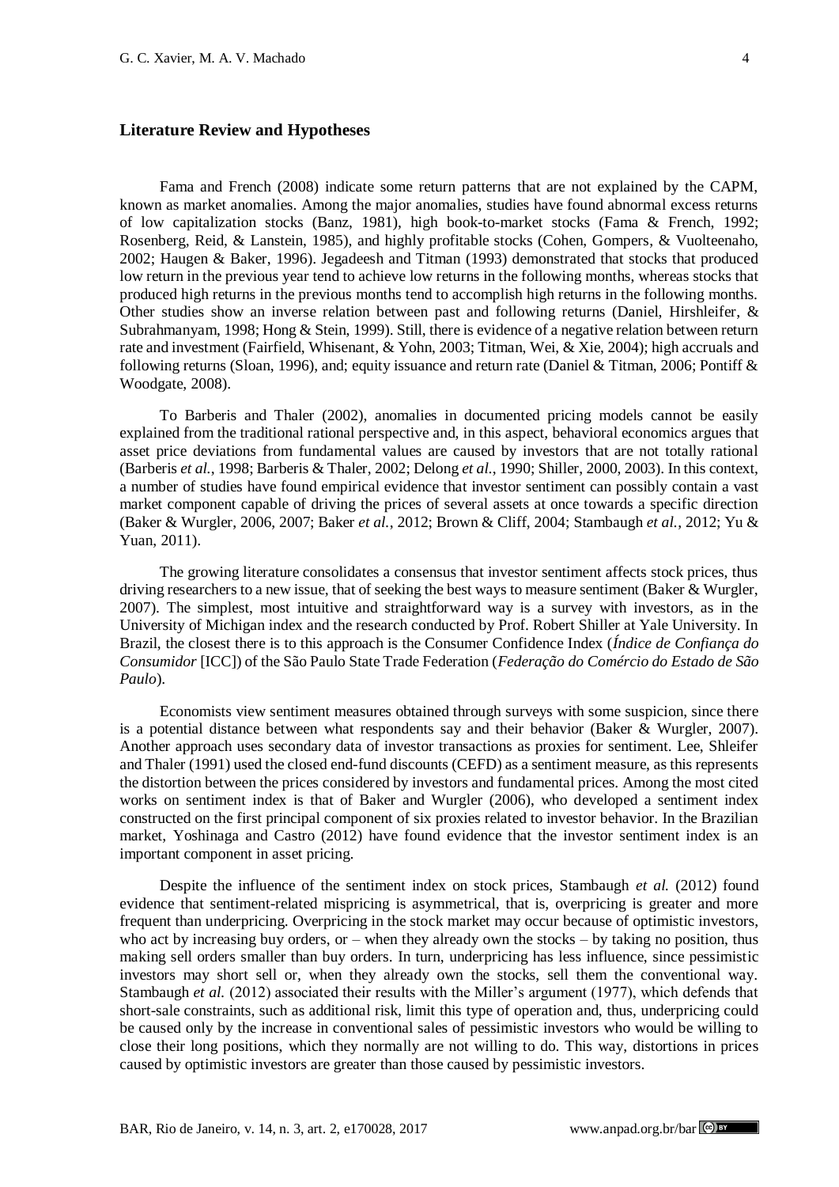## Literature Review and Hypotheses

Fama and French (2008) indicate some return patterns that are not explained by the CAPM, known as market anomalies. Among the major anomalies, studies have found abnormal excess returns of low capitalization stocks (Banz, 1981), high book-to-market stocks (Fama & French, 1992; Rosenberg, Reid, & Lanstein, 1985), and highly profitable stocks (Cohen, Gompers, & Vuolteenaho, 2002; Haugen & Baker, 1996). Jegadeesh and Titman (1993) demonstrated that stocks that produced low return in the previous year tend to achieve low returns in the following months, whereas stocks that produced high returns in the previous months tend to accomplish high returns in the following months. Other studies show an inverse relation between past and following returns (Daniel, Hirshleifer, & Subrahmanyam, 1998; Hong & Stein, 1999). Still, there is evidence of a negative relation between return rate and investment (Fairfield, Whisenant, & Yohn, 2003; Titman, Wei, & Xie, 2004); high accruals and following returns (Sloan, 1996), and; equity issuance and return rate (Daniel & Titman, 2006; Pontiff & Woodgate, 2008).

To Barberis and Thaler (2002), anomalies in documented pricing models cannot be easily explained from the traditional rational perspective and, in this aspect, behavioral economics argues that asset price deviations from fundamental values are caused by investors that are not totally rational (Barberis *et al.*, 1998; Barberis & Thaler, 2002; Delong *et al.*, 1990; Shiller, 2000, 2003). In this context, a number of studies have found empirical evidence that investor sentiment can possibly contain a vast market component capable of driving the prices of several assets at once towards a specific direction (Baker & Wurgler, 2006, 2007; Baker *et al.*, 2012; Brown & Cliff, 2004; Stambaugh *et al.*, 2012; Yu & Yuan, 2011).

The growing literature consolidates a consensus that investor sentiment affects stock prices, thus driving researchers to a new issue, that of seeking the best ways to measure sentiment (Baker & Wurgler, 2007). The simplest, most intuitive and straightforward way is a survey with investors, as in the University of Michigan index and the research conducted by Prof. Robert Shiller at Yale University. In Brazil, the closest there is to this approach is the Consumer Confidence Index (*Índice de Confiança do Consumidor* [ICC]) of the São Paulo State Trade Federation (*Federação do Comércio do Estado de São Paulo*).

Economists view sentiment measures obtained through surveys with some suspicion, since there is a potential distance between what respondents say and their behavior (Baker & Wurgler, 2007). Another approach uses secondary data of investor transactions as proxies for sentiment. Lee, Shleifer and Thaler (1991) used the closed end-fund discounts (CEFD) as a sentiment measure, as this represents the distortion between the prices considered by investors and fundamental prices. Among the most cited works on sentiment index is that of Baker and Wurgler (2006), who developed a sentiment index constructed on the first principal component of six proxies related to investor behavior. In the Brazilian market, Yoshinaga and Castro (2012) have found evidence that the investor sentiment index is an important component in asset pricing.

Despite the influence of the sentiment index on stock prices, Stambaugh *et al.* (2012) found evidence that sentiment-related mispricing is asymmetrical, that is, overpricing is greater and more frequent than underpricing. Overpricing in the stock market may occur because of optimistic investors, who act by increasing buy orders, or – when they already own the stocks – by taking no position, thus making sell orders smaller than buy orders. In turn, underpricing has less influence, since pessimistic investors may short sell or, when they already own the stocks, sell them the conventional way. Stambaugh *et al.* (2012) associated their results with the Miller's argument (1977), which defends that short-sale constraints, such as additional risk, limit this type of operation and, thus, underpricing could be caused only by the increase in conventional sales of pessimistic investors who would be willing to close their long positions, which they normally are not willing to do. This way, distortions in prices caused by optimistic investors are greater than those caused by pessimistic investors.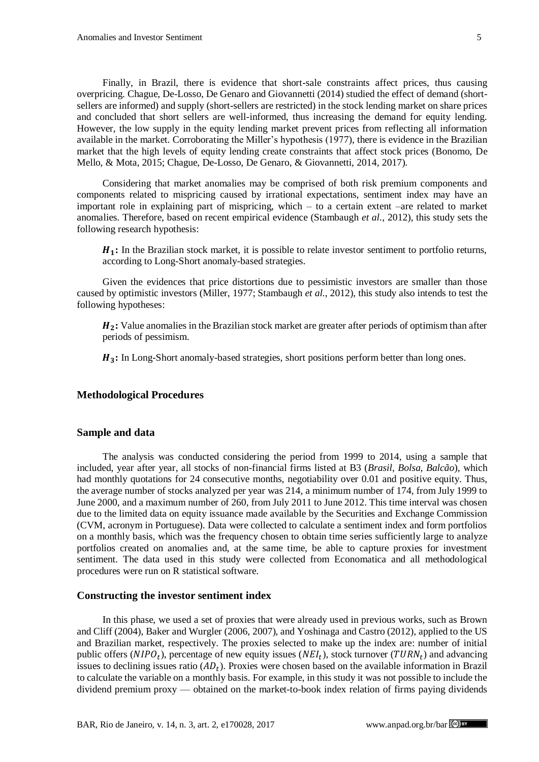Finally, in Brazil, there is evidence that short-sale constraints affect prices, thus causing overpricing. Chague, De-Losso, De Genaro and Giovannetti (2014) studied the effect of demand (short-sellers are informed) and supply (short-sellers are restricted) in the stock lending market on share prices and concluded that short sellers are well-informed, thus increasing the demand for equity lending. However, the low supply in the equity lending market prevent prices from reflecting all information available in the market. Corroborating the Miller's hypothesis (1977), there is evidence in the Brazilian market that the high levels of equity lending create constraints that affect stock prices (Bonomo, De Mello, & Mota, 2015; Chague, De-Losso, De Genaro, & Giovannetti, 2014, 2017).

Considering that market anomalies may be comprised of both risk premium components and components related to mispricing caused by irrational expectations, sentiment index may have an important role in explaining part of mispricing, which – to a certain extent –are related to market anomalies. Therefore, based on recent empirical evidence (Stambaugh *et al.*, 2012), this study sets the following research hypothesis:

> $\boldsymbol{H_1}$**:** In the Brazilian stock market, it is possible to relate investor sentiment to portfolio returns, according to Long-Short anomaly-based strategies.

Given the evidences that price distortions due to pessimistic investors are smaller than those caused by optimistic investors (Miller, 1977; Stambaugh *et al.*, 2012), this study also intends to test the following hypotheses:

> $\boldsymbol{H_2}$**:** Value anomalies in the Brazilian stock market are greater after periods of optimism than after periods of pessimism.

> $\boldsymbol{H_3}$**:** In Long-Short anomaly-based strategies, short positions perform better than long ones.

## Methodological Procedures

### Sample and data

The analysis was conducted considering the period from 1999 to 2014, using a sample that included, year after year, all stocks of non-financial firms listed at B3 (*Brasil, Bolsa, Balcão*), which had monthly quotations for 24 consecutive months, negotiability over 0.01 and positive equity. Thus, the average number of stocks analyzed per year was 214, a minimum number of 174, from July 1999 to June 2000, and a maximum number of 260, from July 2011 to June 2012. This time interval was chosen due to the limited data on equity issuance made available by the Securities and Exchange Commission (CVM, acronym in Portuguese). Data were collected to calculate a sentiment index and form portfolios on a monthly basis, which was the frequency chosen to obtain time series sufficiently large to analyze portfolios created on anomalies and, at the same time, be able to capture proxies for investment sentiment. The data used in this study were collected from Economatica and all methodological procedures were run on R statistical software.

### Constructing the investor sentiment index

In this phase, we used a set of proxies that were already used in previous works, such as Brown and Cliff (2004), Baker and Wurgler (2006, 2007), and Yoshinaga and Castro (2012), applied to the US and Brazilian market, respectively. The proxies selected to make up the index are: number of initial public offers ($NIPO_t$), percentage of new equity issues ($NEI_t$), stock turnover ($TURN_t$) and advancing issues to declining issues ratio ($AD_t$). Proxies were chosen based on the available information in Brazil to calculate the variable on a monthly basis. For example, in this study it was not possible to include the dividend premium proxy — obtained on the market-to-book index relation of firms paying dividends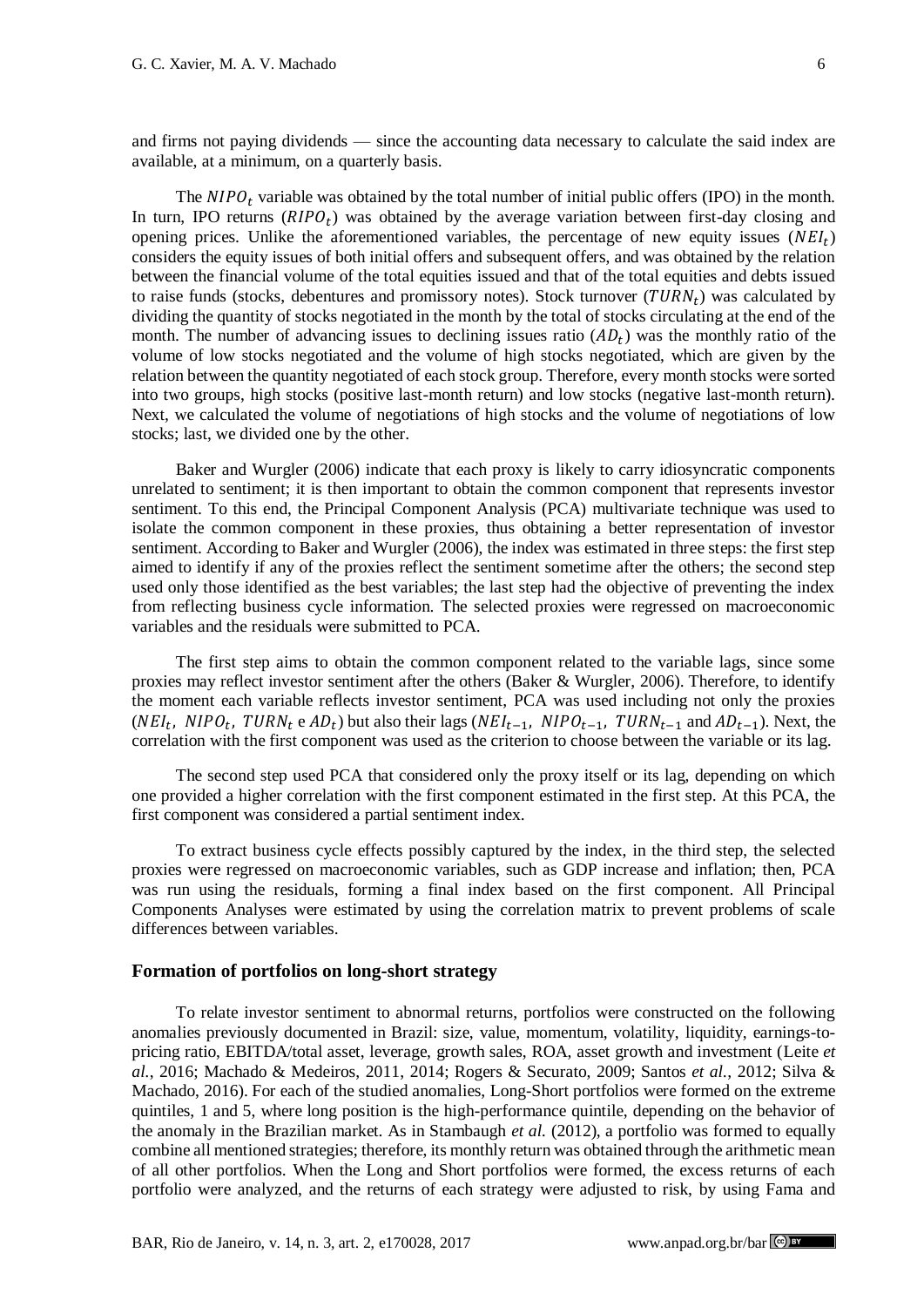and firms not paying dividends — since the accounting data necessary to calculate the said index are available, at a minimum, on a quarterly basis.

The $NIPO_t$ variable was obtained by the total number of initial public offers (IPO) in the month. In turn, IPO returns ($RIPO_t$) was obtained by the average variation between first-day closing and opening prices. Unlike the aforementioned variables, the percentage of new equity issues ($NEI_t$) considers the equity issues of both initial offers and subsequent offers, and was obtained by the relation between the financial volume of the total equities issued and that of the total equities and debts issued to raise funds (stocks, debentures and promissory notes). Stock turnover ($TURN_t$) was calculated by dividing the quantity of stocks negotiated in the month by the total of stocks circulating at the end of the month. The number of advancing issues to declining issues ratio ($AD_t$) was the monthly ratio of the volume of low stocks negotiated and the volume of high stocks negotiated, which are given by the relation between the quantity negotiated of each stock group. Therefore, every month stocks were sorted into two groups, high stocks (positive last-month return) and low stocks (negative last-month return). Next, we calculated the volume of negotiations of high stocks and the volume of negotiations of low stocks; last, we divided one by the other.

Baker and Wurgler (2006) indicate that each proxy is likely to carry idiosyncratic components unrelated to sentiment; it is then important to obtain the common component that represents investor sentiment. To this end, the Principal Component Analysis (PCA) multivariate technique was used to isolate the common component in these proxies, thus obtaining a better representation of investor sentiment. According to Baker and Wurgler (2006), the index was estimated in three steps: the first step aimed to identify if any of the proxies reflect the sentiment sometime after the others; the second step used only those identified as the best variables; the last step had the objective of preventing the index from reflecting business cycle information. The selected proxies were regressed on macroeconomic variables and the residuals were submitted to PCA.

The first step aims to obtain the common component related to the variable lags, since some proxies may reflect investor sentiment after the others (Baker & Wurgler, 2006). Therefore, to identify the moment each variable reflects investor sentiment, PCA was used including not only the proxies ($NEI_t$, $NIPO_t$, $TURN_t$ e $AD_t$) but also their lags ($NEI_{t-1}$, $NIPO_{t-1}$, $TURN_{t-1}$ and $AD_{t-1}$). Next, the correlation with the first component was used as the criterion to choose between the variable or its lag.

The second step used PCA that considered only the proxy itself or its lag, depending on which one provided a higher correlation with the first component estimated in the first step. At this PCA, the first component was considered a partial sentiment index.

To extract business cycle effects possibly captured by the index, in the third step, the selected proxies were regressed on macroeconomic variables, such as GDP increase and inflation; then, PCA was run using the residuals, forming a final index based on the first component. All Principal Components Analyses were estimated by using the correlation matrix to prevent problems of scale differences between variables.

## Formation of portfolios on long-short strategy

To relate investor sentiment to abnormal returns, portfolios were constructed on the following anomalies previously documented in Brazil: size, value, momentum, volatility, liquidity, earnings-to-pricing ratio, EBITDA/total asset, leverage, growth sales, ROA, asset growth and investment (Leite *et al.*, 2016; Machado & Medeiros, 2011, 2014; Rogers & Securato, 2009; Santos *et al.*, 2012; Silva & Machado, 2016). For each of the studied anomalies, Long-Short portfolios were formed on the extreme quintiles, 1 and 5, where long position is the high-performance quintile, depending on the behavior of the anomaly in the Brazilian market. As in Stambaugh *et al.* (2012), a portfolio was formed to equally combine all mentioned strategies; therefore, its monthly return was obtained through the arithmetic mean of all other portfolios. When the Long and Short portfolios were formed, the excess returns of each portfolio were analyzed, and the returns of each strategy were adjusted to risk, by using Fama and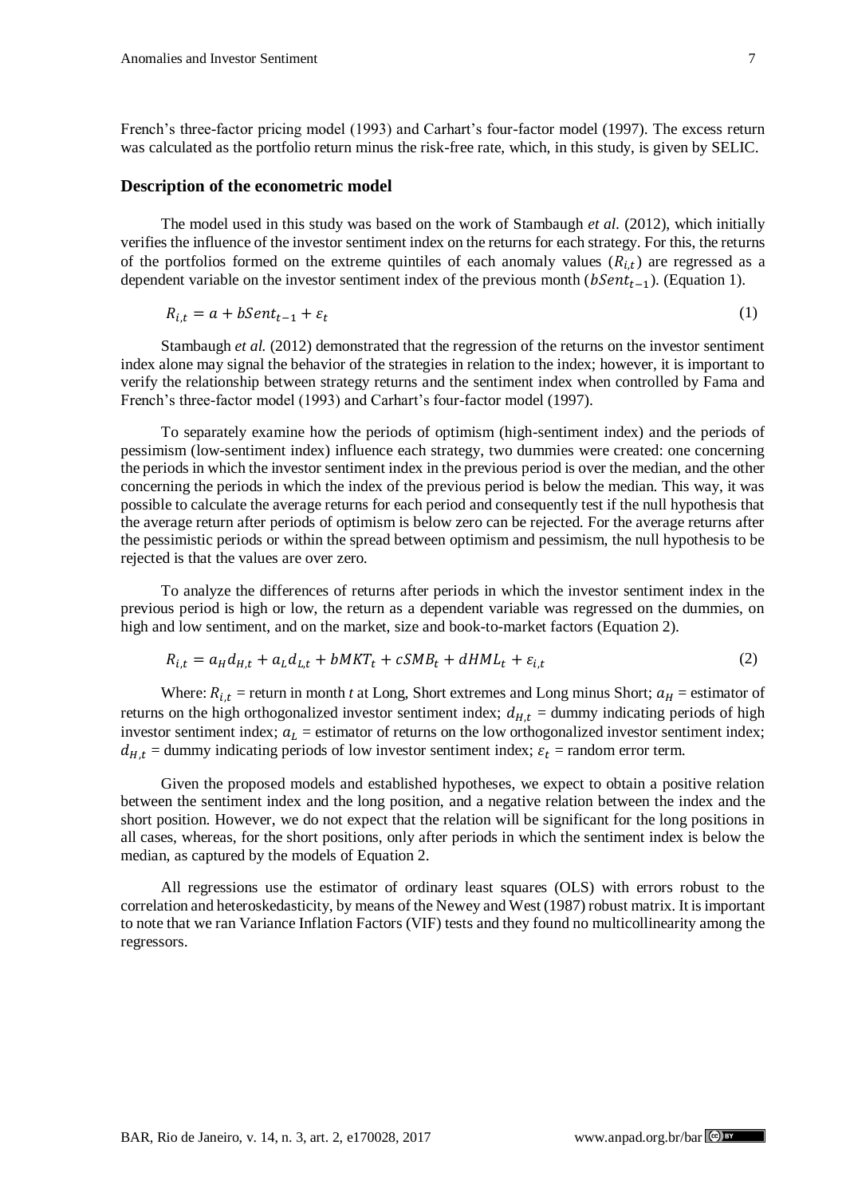French's three-factor pricing model (1993) and Carhart's four-factor model (1997). The excess return was calculated as the portfolio return minus the risk-free rate, which, in this study, is given by SELIC.

### Description of the econometric model

The model used in this study was based on the work of Stambaugh *et al.* (2012), which initially verifies the influence of the investor sentiment index on the returns for each strategy. For this, the returns of the portfolios formed on the extreme quintiles of each anomaly values ($R_{i,t}$) are regressed as a dependent variable on the investor sentiment index of the previous month ($bSent_{t-1}$). (Equation 1).

$$R_{i,t} = a + bSent_{t-1} + \varepsilon_t \tag{1}$$

Stambaugh *et al.* (2012) demonstrated that the regression of the returns on the investor sentiment index alone may signal the behavior of the strategies in relation to the index; however, it is important to verify the relationship between strategy returns and the sentiment index when controlled by Fama and French's three-factor model (1993) and Carhart's four-factor model (1997).

To separately examine how the periods of optimism (high-sentiment index) and the periods of pessimism (low-sentiment index) influence each strategy, two dummies were created: one concerning the periods in which the investor sentiment index in the previous period is over the median, and the other concerning the periods in which the index of the previous period is below the median. This way, it was possible to calculate the average returns for each period and consequently test if the null hypothesis that the average return after periods of optimism is below zero can be rejected. For the average returns after the pessimistic periods or within the spread between optimism and pessimism, the null hypothesis to be rejected is that the values are over zero.

To analyze the differences of returns after periods in which the investor sentiment index in the previous period is high or low, the return as a dependent variable was regressed on the dummies, on high and low sentiment, and on the market, size and book-to-market factors (Equation 2).

$$R_{i,t} = a_H d_{H,t} + a_L d_{L,t} + bMKT_t + cSMB_t + dHML_t + \varepsilon_{i,t} \tag{2}$$

Where: $R_{i,t}$ = return in month *t* at Long, Short extremes and Long minus Short; $a_H$ = estimator of returns on the high orthogonalized investor sentiment index; $d_{H,t}$ = dummy indicating periods of high investor sentiment index; $a_L$ = estimator of returns on the low orthogonalized investor sentiment index; $d_{H,t}$ = dummy indicating periods of low investor sentiment index; $\varepsilon_t$ = random error term.

Given the proposed models and established hypotheses, we expect to obtain a positive relation between the sentiment index and the long position, and a negative relation between the index and the short position. However, we do not expect that the relation will be significant for the long positions in all cases, whereas, for the short positions, only after periods in which the sentiment index is below the median, as captured by the models of Equation 2.

All regressions use the estimator of ordinary least squares (OLS) with errors robust to the correlation and heteroskedasticity, by means of the Newey and West (1987) robust matrix. It is important to note that we ran Variance Inflation Factors (VIF) tests and they found no multicollinearity among the regressors.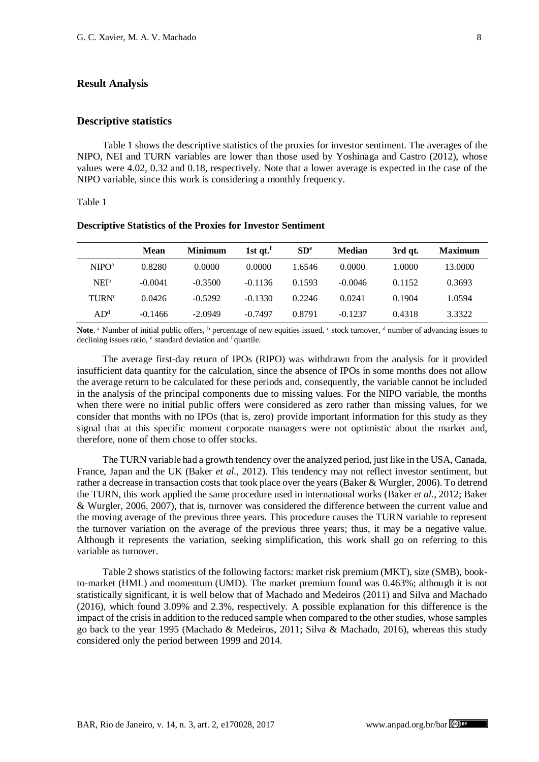## Result Analysis

### Descriptive statistics

Table 1 shows the descriptive statistics of the proxies for investor sentiment. The averages of the NIPO, NEI and TURN variables are lower than those used by Yoshinaga and Castro (2012), whose values were 4.02, 0.32 and 0.18, respectively. Note that a lower average is expected in the case of the NIPO variable, since this work is considering a monthly frequency.

Table 1

**Descriptive Statistics of the Proxies for Investor Sentiment**

| | Mean | Minimum | 1st qt.[f] | SD[e] | Median | 3rd qt. | Maximum |
|---|---|---|---|---|---|---|---|
| NIPO[a] | 0.8280 | 0.0000 | 0.0000 | 1.6546 | 0.0000 | 1.0000 | 13.0000 |
| NEI[b] | -0.0041 | -0.3500 | -0.1136 | 0.1593 | -0.0046 | 0.1152 | 0.3693 |
| TURN[c] | 0.0426 | -0.5292 | -0.1330 | 0.2246 | 0.0241 | 0.1904 | 1.0594 |
| AD[d] | -0.1466 | -2.0949 | -0.7497 | 0.8791 | -0.1237 | 0.4318 | 3.3322 |

**Note**. [a] Number of initial public offers, [b] percentage of new equities issued, [c] stock turnover, [d] number of advancing issues to declining issues ratio, [e] standard deviation and [f] quartile.

The average first-day return of IPOs (RIPO) was withdrawn from the analysis for it provided insufficient data quantity for the calculation, since the absence of IPOs in some months does not allow the average return to be calculated for these periods and, consequently, the variable cannot be included in the analysis of the principal components due to missing values. For the NIPO variable, the months when there were no initial public offers were considered as zero rather than missing values, for we consider that months with no IPOs (that is, zero) provide important information for this study as they signal that at this specific moment corporate managers were not optimistic about the market and, therefore, none of them chose to offer stocks.

The TURN variable had a growth tendency over the analyzed period, just like in the USA, Canada, France, Japan and the UK (Baker *et al.*, 2012). This tendency may not reflect investor sentiment, but rather a decrease in transaction costs that took place over the years (Baker & Wurgler, 2006). To detrend the TURN, this work applied the same procedure used in international works (Baker *et al.*, 2012; Baker & Wurgler, 2006, 2007), that is, turnover was considered the difference between the current value and the moving average of the previous three years. This procedure causes the TURN variable to represent the turnover variation on the average of the previous three years; thus, it may be a negative value. Although it represents the variation, seeking simplification, this work shall go on referring to this variable as turnover.

Table 2 shows statistics of the following factors: market risk premium (MKT), size (SMB), book-to-market (HML) and momentum (UMD). The market premium found was 0.463%; although it is not statistically significant, it is well below that of Machado and Medeiros (2011) and Silva and Machado (2016), which found 3.09% and 2.3%, respectively. A possible explanation for this difference is the impact of the crisis in addition to the reduced sample when compared to the other studies, whose samples go back to the year 1995 (Machado & Medeiros, 2011; Silva & Machado, 2016), whereas this study considered only the period between 1999 and 2014.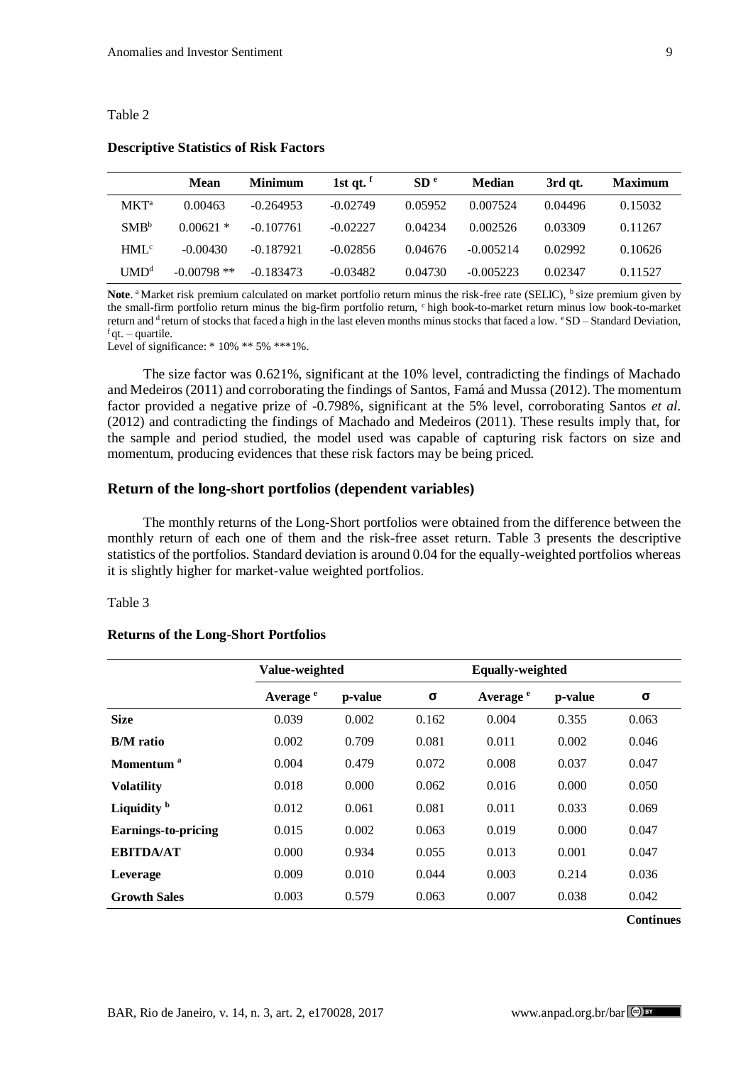Table 2

**Descriptive Statistics of Risk Factors**

| | Mean | Minimum | 1st qt. [f] | SD [e] | Median | 3rd qt. | Maximum |
|---|---|---|---|---|---|---|---|
| MKT[a] | 0.00463 | -0.264953 | -0.02749 | 0.05952 | 0.007524 | 0.04496 | 0.15032 |
| SMB[b] | 0.00621 * | -0.107761 | -0.02227 | 0.04234 | 0.002526 | 0.03309 | 0.11267 |
| HML[c] | -0.00430 | -0.187921 | -0.02856 | 0.04676 | -0.005214 | 0.02992 | 0.10626 |
| UMD[d] | -0.00798 ** | -0.183473 | -0.03482 | 0.04730 | -0.005223 | 0.02347 | 0.11527 |

**Note**. [a] Market risk premium calculated on market portfolio return minus the risk-free rate (SELIC), [b] size premium given by the small-firm portfolio return minus the big-firm portfolio return, [c] high book-to-market return minus low book-to-market return and [d] return of stocks that faced a high in the last eleven months minus stocks that faced a low. [e] SD – Standard Deviation, [f] qt. – quartile.
Level of significance: * 10% ** 5% ***1%.

The size factor was 0.621%, significant at the 10% level, contradicting the findings of Machado and Medeiros (2011) and corroborating the findings of Santos, Famá and Mussa (2012). The momentum factor provided a negative prize of -0.798%, significant at the 5% level, corroborating Santos *et al*. (2012) and contradicting the findings of Machado and Medeiros (2011). These results imply that, for the sample and period studied, the model used was capable of capturing risk factors on size and momentum, producing evidences that these risk factors may be being priced.

## Return of the long-short portfolios (dependent variables)

The monthly returns of the Long-Short portfolios were obtained from the difference between the monthly return of each one of them and the risk-free asset return. Table 3 presents the descriptive statistics of the portfolios. Standard deviation is around 0.04 for the equally-weighted portfolios whereas it is slightly higher for market-value weighted portfolios.

Table 3

**Returns of the Long-Short Portfolios**

| | Value-weighted | | | Equally-weighted | | |
|---|---|---|---|---|---|---|
| | Average [e] | p-value | σ | Average [e] | p-value | σ |
| **Size** | 0.039 | 0.002 | 0.162 | 0.004 | 0.355 | 0.063 |
| **B/M ratio** | 0.002 | 0.709 | 0.081 | 0.011 | 0.002 | 0.046 |
| **Momentum** [a] | 0.004 | 0.479 | 0.072 | 0.008 | 0.037 | 0.047 |
| **Volatility** | 0.018 | 0.000 | 0.062 | 0.016 | 0.000 | 0.050 |
| **Liquidity** [b] | 0.012 | 0.061 | 0.081 | 0.011 | 0.033 | 0.069 |
| **Earnings-to-pricing** | 0.015 | 0.002 | 0.063 | 0.019 | 0.000 | 0.047 |
| **EBITDA/AT** | 0.000 | 0.934 | 0.055 | 0.013 | 0.001 | 0.047 |
| **Leverage** | 0.009 | 0.010 | 0.044 | 0.003 | 0.214 | 0.036 |
| **Growth Sales** | 0.003 | 0.579 | 0.063 | 0.007 | 0.038 | 0.042 |

**Continues**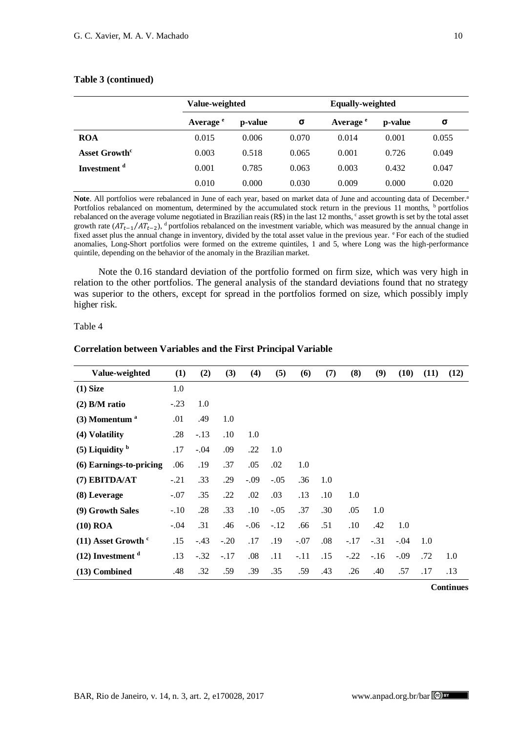**Table 3 (continued)**

| | Value-weighted | | | Equally-weighted | | |
|---|---|---|---|---|---|---|
| | Average [e] | p-value | σ | Average [e] | p-value | σ |
| **ROA** | 0.015 | 0.006 | 0.070 | 0.014 | 0.001 | 0.055 |
| **Asset Growth**[c] | 0.003 | 0.518 | 0.065 | 0.001 | 0.726 | 0.049 |
| **Investment** [d] | 0.001 | 0.785 | 0.063 | 0.003 | 0.432 | 0.047 |
| | 0.010 | 0.000 | 0.030 | 0.009 | 0.000 | 0.020 |

**Note**. All portfolios were rebalanced in June of each year, based on market data of June and accounting data of December.[a] Portfolios rebalanced on momentum, determined by the accumulated stock return in the previous 11 months, [b] portfolios rebalanced on the average volume negotiated in Brazilian reais (R$) in the last 12 months, [c] asset growth is set by the total asset growth rate ($AT_{t-1}/AT_{t-2}$), [d] portfolios rebalanced on the investment variable, which was measured by the annual change in fixed asset plus the annual change in inventory, divided by the total asset value in the previous year. [e] For each of the studied anomalies, Long-Short portfolios were formed on the extreme quintiles, 1 and 5, where Long was the high-performance quintile, depending on the behavior of the anomaly in the Brazilian market.

Note the 0.16 standard deviation of the portfolio formed on firm size, which was very high in relation to the other portfolios. The general analysis of the standard deviations found that no strategy was superior to the others, except for spread in the portfolios formed on size, which possibly imply higher risk.

Table 4

**Correlation between Variables and the First Principal Variable**

| Value-weighted | (1) | (2) | (3) | (4) | (5) | (6) | (7) | (8) | (9) | (10) | (11) | (12) |
|---|---|---|---|---|---|---|---|---|---|---|---|---|
| **(1) Size** | 1.0 | | | | | | | | | | | |
| **(2) B/M ratio** | -.23 | 1.0 | | | | | | | | | | |
| **(3) Momentum** [a] | .01 | .49 | 1.0 | | | | | | | | | |
| **(4) Volatility** | .28 | -.13 | .10 | 1.0 | | | | | | | | |
| **(5) Liquidity** [b] | .17 | -.04 | .09 | .22 | 1.0 | | | | | | | |
| **(6) Earnings-to-pricing** | .06 | .19 | .37 | .05 | .02 | 1.0 | | | | | | |
| **(7) EBITDA/AT** | -.21 | .33 | .29 | -.09 | -.05 | .36 | 1.0 | | | | | |
| **(8) Leverage** | -.07 | .35 | .22 | .02 | .03 | .13 | .10 | 1.0 | | | | |
| **(9) Growth Sales** | -.10 | .28 | .33 | .10 | -.05 | .37 | .30 | .05 | 1.0 | | | |
| **(10) ROA** | -.04 | .31 | .46 | -.06 | -.12 | .66 | .51 | .10 | .42 | 1.0 | | |
| **(11) Asset Growth** [c] | .15 | -.43 | -.20 | .17 | .19 | -.07 | .08 | -.17 | -.31 | -.04 | 1.0 | |
| **(12) Investment** [d] | .13 | -.32 | -.17 | .08 | .11 | -.11 | .15 | -.22 | -.16 | -.09 | .72 | 1.0 |
| **(13) Combined** | .48 | .32 | .59 | .39 | .35 | .59 | .43 | .26 | .40 | .57 | .17 | .13 |

**Continues**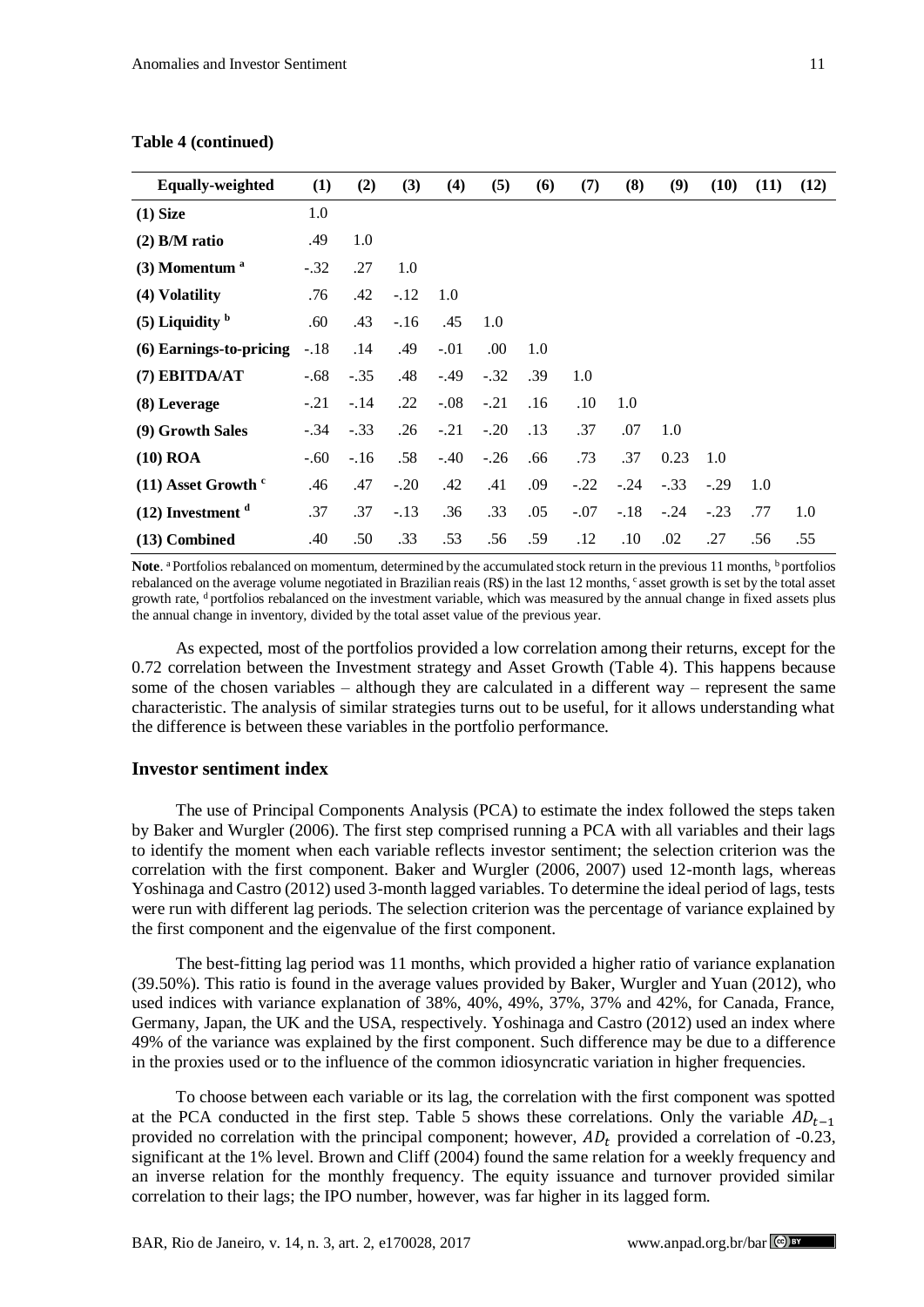**Table 4 (continued)**

| Equally-weighted | (1) | (2) | (3) | (4) | (5) | (6) | (7) | (8) | (9) | (10) | (11) | (12) |
|---|---|---|---|---|---|---|---|---|---|---|---|---|
| **(1) Size** | 1.0 | | | | | | | | | | | |
| **(2) B/M ratio** | .49 | 1.0 | | | | | | | | | | |
| **(3) Momentum [a]** | -.32 | .27 | 1.0 | | | | | | | | | |
| **(4) Volatility** | .76 | .42 | -.12 | 1.0 | | | | | | | | |
| **(5) Liquidity [b]** | .60 | .43 | -.16 | .45 | 1.0 | | | | | | | |
| **(6) Earnings-to-pricing** | -.18 | .14 | .49 | -.01 | .00 | 1.0 | | | | | | |
| **(7) EBITDA/AT** | -.68 | -.35 | .48 | -.49 | -.32 | .39 | 1.0 | | | | | |
| **(8) Leverage** | -.21 | -.14 | .22 | -.08 | -.21 | .16 | .10 | 1.0 | | | | |
| **(9) Growth Sales** | -.34 | -.33 | .26 | -.21 | -.20 | .13 | .37 | .07 | 1.0 | | | |
| **(10) ROA** | -.60 | -.16 | .58 | -.40 | -.26 | .66 | .73 | .37 | 0.23 | 1.0 | | |
| **(11) Asset Growth [c]** | .46 | .47 | -.20 | .42 | .41 | .09 | -.22 | -.24 | -.33 | -.29 | 1.0 | |
| **(12) Investment [d]** | .37 | .37 | -.13 | .36 | .33 | .05 | -.07 | -.18 | -.24 | -.23 | .77 | 1.0 |
| **(13) Combined** | .40 | .50 | .33 | .53 | .56 | .59 | .12 | .10 | .02 | .27 | .56 | .55 |

**Note**. [a] Portfolios rebalanced on momentum, determined by the accumulated stock return in the previous 11 months, [b] portfolios rebalanced on the average volume negotiated in Brazilian reais (R$) in the last 12 months, [c] asset growth is set by the total asset growth rate, [d] portfolios rebalanced on the investment variable, which was measured by the annual change in fixed assets plus the annual change in inventory, divided by the total asset value of the previous year.

As expected, most of the portfolios provided a low correlation among their returns, except for the 0.72 correlation between the Investment strategy and Asset Growth (Table 4). This happens because some of the chosen variables – although they are calculated in a different way – represent the same characteristic. The analysis of similar strategies turns out to be useful, for it allows understanding what the difference is between these variables in the portfolio performance.

## Investor sentiment index

The use of Principal Components Analysis (PCA) to estimate the index followed the steps taken by Baker and Wurgler (2006). The first step comprised running a PCA with all variables and their lags to identify the moment when each variable reflects investor sentiment; the selection criterion was the correlation with the first component. Baker and Wurgler (2006, 2007) used 12-month lags, whereas Yoshinaga and Castro (2012) used 3-month lagged variables. To determine the ideal period of lags, tests were run with different lag periods. The selection criterion was the percentage of variance explained by the first component and the eigenvalue of the first component.

The best-fitting lag period was 11 months, which provided a higher ratio of variance explanation (39.50%). This ratio is found in the average values provided by Baker, Wurgler and Yuan (2012), who used indices with variance explanation of 38%, 40%, 49%, 37%, 37% and 42%, for Canada, France, Germany, Japan, the UK and the USA, respectively. Yoshinaga and Castro (2012) used an index where 49% of the variance was explained by the first component. Such difference may be due to a difference in the proxies used or to the influence of the common idiosyncratic variation in higher frequencies.

To choose between each variable or its lag, the correlation with the first component was spotted at the PCA conducted in the first step. Table 5 shows these correlations. Only the variable $AD_{t-1}$ provided no correlation with the principal component; however, $AD_t$ provided a correlation of -0.23, significant at the 1% level. Brown and Cliff (2004) found the same relation for a weekly frequency and an inverse relation for the monthly frequency. The equity issuance and turnover provided similar correlation to their lags; the IPO number, however, was far higher in its lagged form.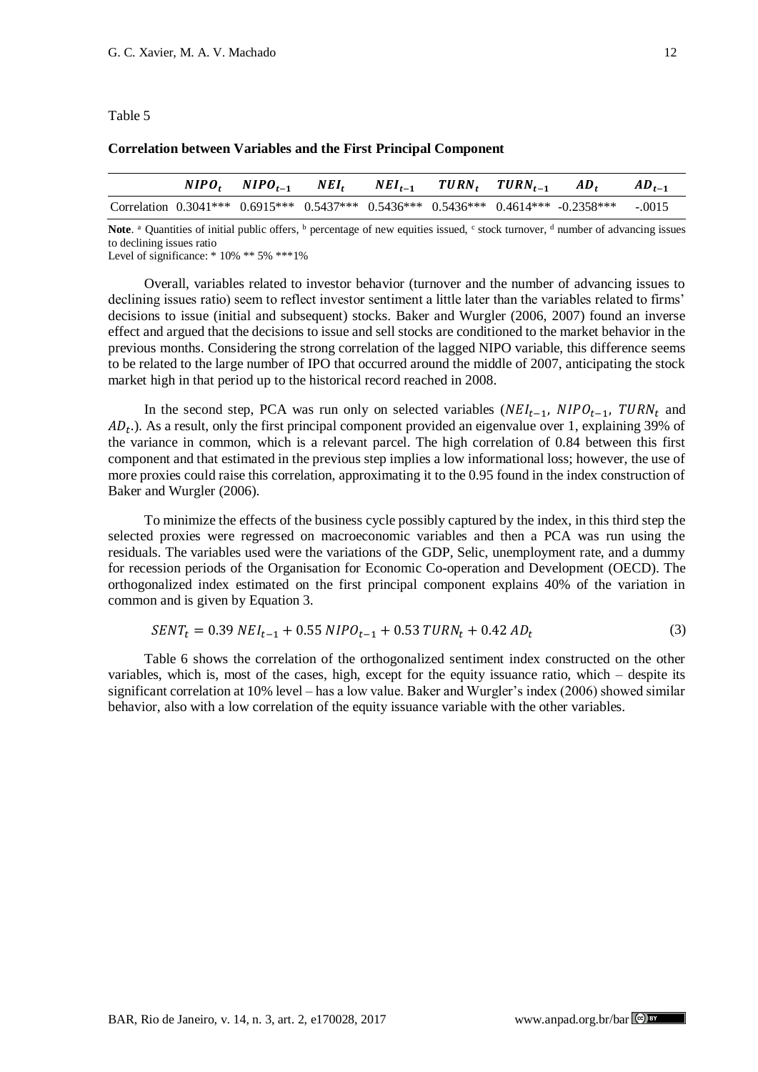Table 5

**Correlation between Variables and the First Principal Component**

| | $NIPO_t$ | $NIPO_{t-1}$ | $NEI_t$ | $NEI_{t-1}$ | $TURN_t$ | $TURN_{t-1}$ | $AD_t$ | $AD_{t-1}$ |
|---|---|---|---|---|---|---|---|---|
| Correlation | 0.3041*** | 0.6915*** | 0.5437*** | 0.5436*** | 0.5436*** | 0.4614*** | -0.2358*** | -.0015 |

**Note**. [a] Quantities of initial public offers, [b] percentage of new equities issued, [c] stock turnover, [d] number of advancing issues to declining issues ratio

Level of significance: * 10% ** 5% ***1%

Overall, variables related to investor behavior (turnover and the number of advancing issues to declining issues ratio) seem to reflect investor sentiment a little later than the variables related to firms' decisions to issue (initial and subsequent) stocks. Baker and Wurgler (2006, 2007) found an inverse effect and argued that the decisions to issue and sell stocks are conditioned to the market behavior in the previous months. Considering the strong correlation of the lagged NIPO variable, this difference seems to be related to the large number of IPO that occurred around the middle of 2007, anticipating the stock market high in that period up to the historical record reached in 2008.

In the second step, PCA was run only on selected variables ($NEI_{t-1}$, $NIPO_{t-1}$, $TURN_t$ and $AD_t$.). As a result, only the first principal component provided an eigenvalue over 1, explaining 39% of the variance in common, which is a relevant parcel. The high correlation of 0.84 between this first component and that estimated in the previous step implies a low informational loss; however, the use of more proxies could raise this correlation, approximating it to the 0.95 found in the index construction of Baker and Wurgler (2006).

To minimize the effects of the business cycle possibly captured by the index, in this third step the selected proxies were regressed on macroeconomic variables and then a PCA was run using the residuals. The variables used were the variations of the GDP, Selic, unemployment rate, and a dummy for recession periods of the Organisation for Economic Co-operation and Development (OECD). The orthogonalized index estimated on the first principal component explains 40% of the variation in common and is given by Equation 3.

$$SENT_t = 0.39\ NEI_{t-1} + 0.55\ NIPO_{t-1} + 0.53\ TURN_t + 0.42\ AD_t \tag{3}$$

Table 6 shows the correlation of the orthogonalized sentiment index constructed on the other variables, which is, most of the cases, high, except for the equity issuance ratio, which – despite its significant correlation at 10% level – has a low value. Baker and Wurgler's index (2006) showed similar behavior, also with a low correlation of the equity issuance variable with the other variables.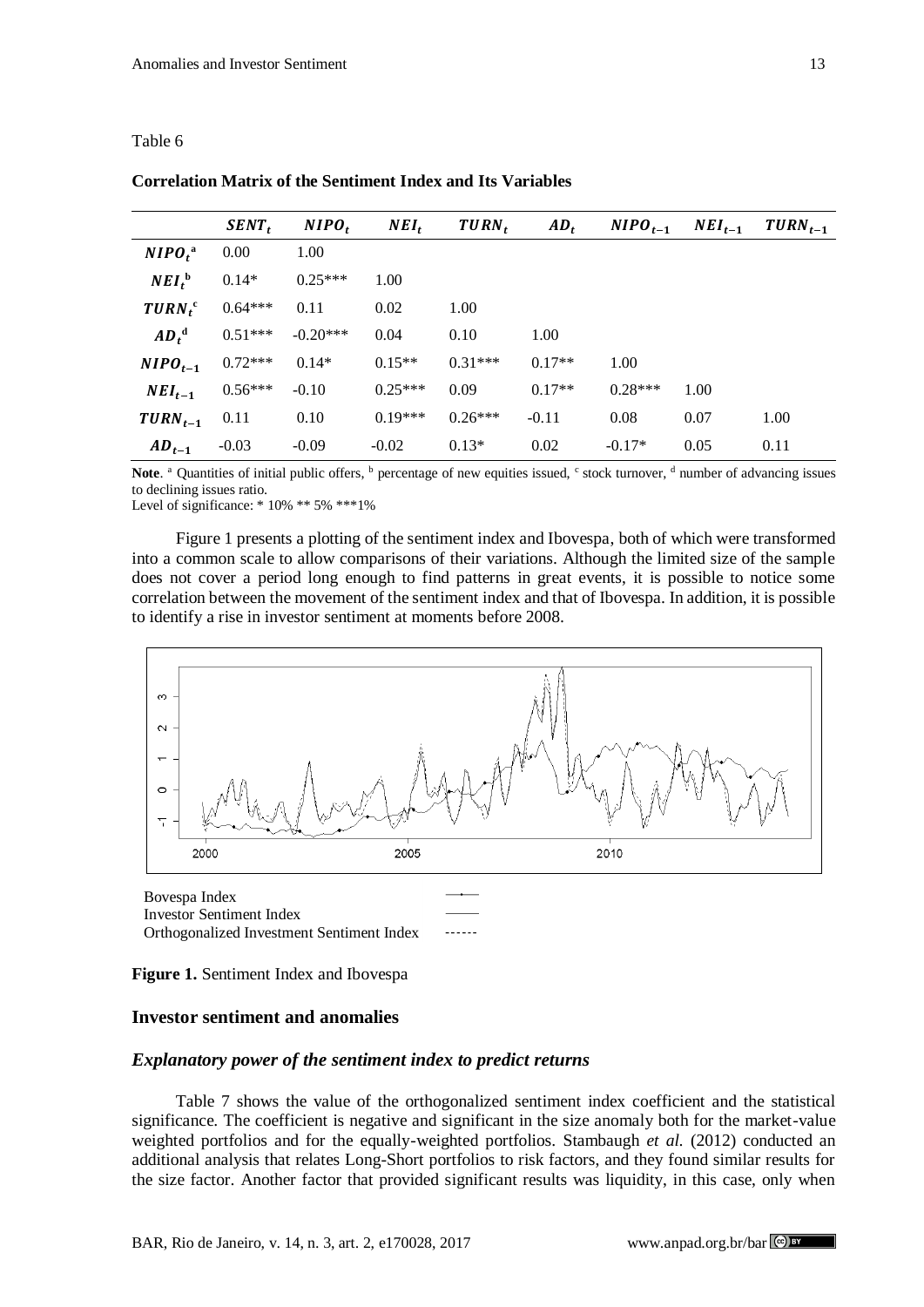Table 6

**Correlation Matrix of the Sentiment Index and Its Variables**

| | $SENT_t$ | $NIPO_t$ | $NEI_t$ | $TURN_t$ | $AD_t$ | $NIPO_{t-1}$ | $NEI_{t-1}$ | $TURN_{t-1}$ |
|---|---|---|---|---|---|---|---|---|
| $NIPO_t$[a] | 0.00 | 1.00 | | | | | | |
| $NEI_t$[b] | 0.14* | 0.25*** | 1.00 | | | | | |
| $TURN_t$[c] | 0.64*** | 0.11 | 0.02 | 1.00 | | | | |
| $AD_t$[d] | 0.51*** | -0.20*** | 0.04 | 0.10 | 1.00 | | | |
| $NIPO_{t-1}$ | 0.72*** | 0.14* | 0.15** | 0.31*** | 0.17** | 1.00 | | |
| $NEI_{t-1}$ | 0.56*** | -0.10 | 0.25*** | 0.09 | 0.17** | 0.28*** | 1.00 | |
| $TURN_{t-1}$ | 0.11 | 0.10 | 0.19*** | 0.26*** | -0.11 | 0.08 | 0.07 | 1.00 |
| $AD_{t-1}$ | -0.03 | -0.09 | -0.02 | 0.13* | 0.02 | -0.17* | 0.05 | 0.11 |

**Note**. [a] Quantities of initial public offers, [b] percentage of new equities issued, [c] stock turnover, [d] number of advancing issues to declining issues ratio.
Level of significance: * 10% ** 5% ***1%

Figure 1 presents a plotting of the sentiment index and Ibovespa, both of which were transformed into a common scale to allow comparisons of their variations. Although the limited size of the sample does not cover a period long enough to find patterns in great events, it is possible to notice some correlation between the movement of the sentiment index and that of Ibovespa. In addition, it is possible to identify a rise in investor sentiment at moments before 2008.

Bovespa Index
Investor Sentiment Index
Orthogonalized Investment Sentiment Index

**Figure 1.** Sentiment Index and Ibovespa

## Investor sentiment and anomalies

### *Explanatory power of the sentiment index to predict returns*

Table 7 shows the value of the orthogonalized sentiment index coefficient and the statistical significance. The coefficient is negative and significant in the size anomaly both for the market-value weighted portfolios and for the equally-weighted portfolios. Stambaugh *et al.* (2012) conducted an additional analysis that relates Long-Short portfolios to risk factors, and they found similar results for the size factor. Another factor that provided significant results was liquidity, in this case, only when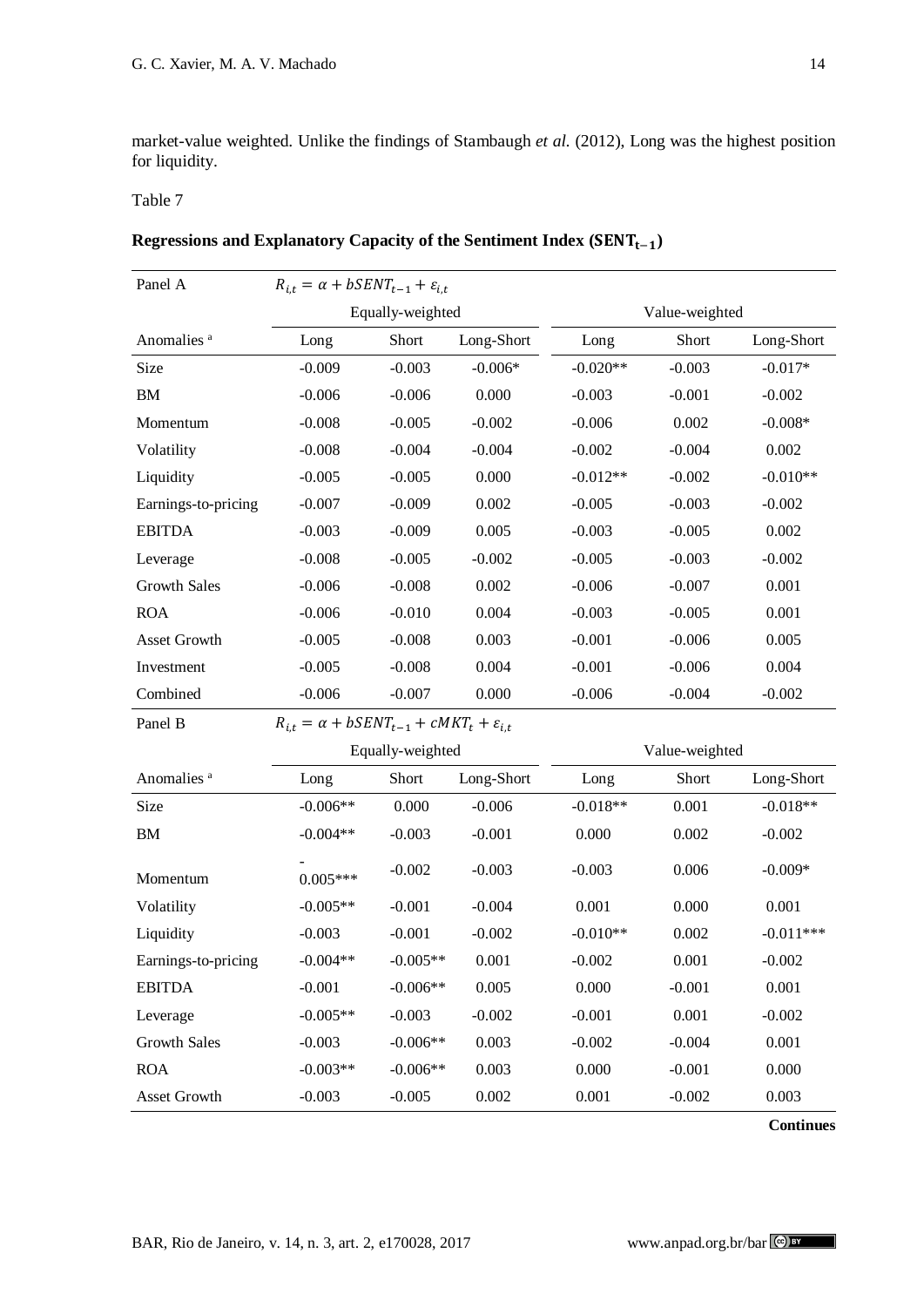market-value weighted. Unlike the findings of Stambaugh *et al.* (2012), Long was the highest position for liquidity.

Table 7

**Regressions and Explanatory Capacity of the Sentiment Index ($\mathbf{SENT_{t-1}}$)**

| Panel A | $R_{i,t} = \alpha + bSENT_{t-1} + \varepsilon_{i,t}$ | | | | | |
|---|---|---|---|---|---|---|
| | Equally-weighted | | | Value-weighted | | |
| Anomalies [a] | Long | Short | Long-Short | Long | Short | Long-Short |
| Size | -0.009 | -0.003 | -0.006* | -0.020** | -0.003 | -0.017* |
| BM | -0.006 | -0.006 | 0.000 | -0.003 | -0.001 | -0.002 |
| Momentum | -0.008 | -0.005 | -0.002 | -0.006 | 0.002 | -0.008* |
| Volatility | -0.008 | -0.004 | -0.004 | -0.002 | -0.004 | 0.002 |
| Liquidity | -0.005 | -0.005 | 0.000 | -0.012** | -0.002 | -0.010** |
| Earnings-to-pricing | -0.007 | -0.009 | 0.002 | -0.005 | -0.003 | -0.002 |
| EBITDA | -0.003 | -0.009 | 0.005 | -0.003 | -0.005 | 0.002 |
| Leverage | -0.008 | -0.005 | -0.002 | -0.005 | -0.003 | -0.002 |
| Growth Sales | -0.006 | -0.008 | 0.002 | -0.006 | -0.007 | 0.001 |
| ROA | -0.006 | -0.010 | 0.004 | -0.003 | -0.005 | 0.001 |
| Asset Growth | -0.005 | -0.008 | 0.003 | -0.001 | -0.006 | 0.005 |
| Investment | -0.005 | -0.008 | 0.004 | -0.001 | -0.006 | 0.004 |
| Combined | -0.006 | -0.007 | 0.000 | -0.006 | -0.004 | -0.002 |
| **Panel B** | $R_{i,t} = \alpha + bSENT_{t-1} + cMKT_t + \varepsilon_{i,t}$ | | | | | |
| | Equally-weighted | | | Value-weighted | | |
| Anomalies [a] | Long | Short | Long-Short | Long | Short | Long-Short |
| Size | -0.006** | 0.000 | -0.006 | -0.018** | 0.001 | -0.018** |
| BM | -0.004** | -0.003 | -0.001 | 0.000 | 0.002 | -0.002 |
| Momentum | -0.005*** | -0.002 | -0.003 | -0.003 | 0.006 | -0.009* |
| Volatility | -0.005** | -0.001 | -0.004 | 0.001 | 0.000 | 0.001 |
| Liquidity | -0.003 | -0.001 | -0.002 | -0.010** | 0.002 | -0.011*** |
| Earnings-to-pricing | -0.004** | -0.005** | 0.001 | -0.002 | 0.001 | -0.002 |
| EBITDA | -0.001 | -0.006** | 0.005 | 0.000 | -0.001 | 0.001 |
| Leverage | -0.005** | -0.003 | -0.002 | -0.001 | 0.001 | -0.002 |
| Growth Sales | -0.003 | -0.006** | 0.003 | -0.002 | -0.004 | 0.001 |
| ROA | -0.003** | -0.006** | 0.003 | 0.000 | -0.001 | 0.000 |
| Asset Growth | -0.003 | -0.005 | 0.002 | 0.001 | -0.002 | 0.003 |

**Continues**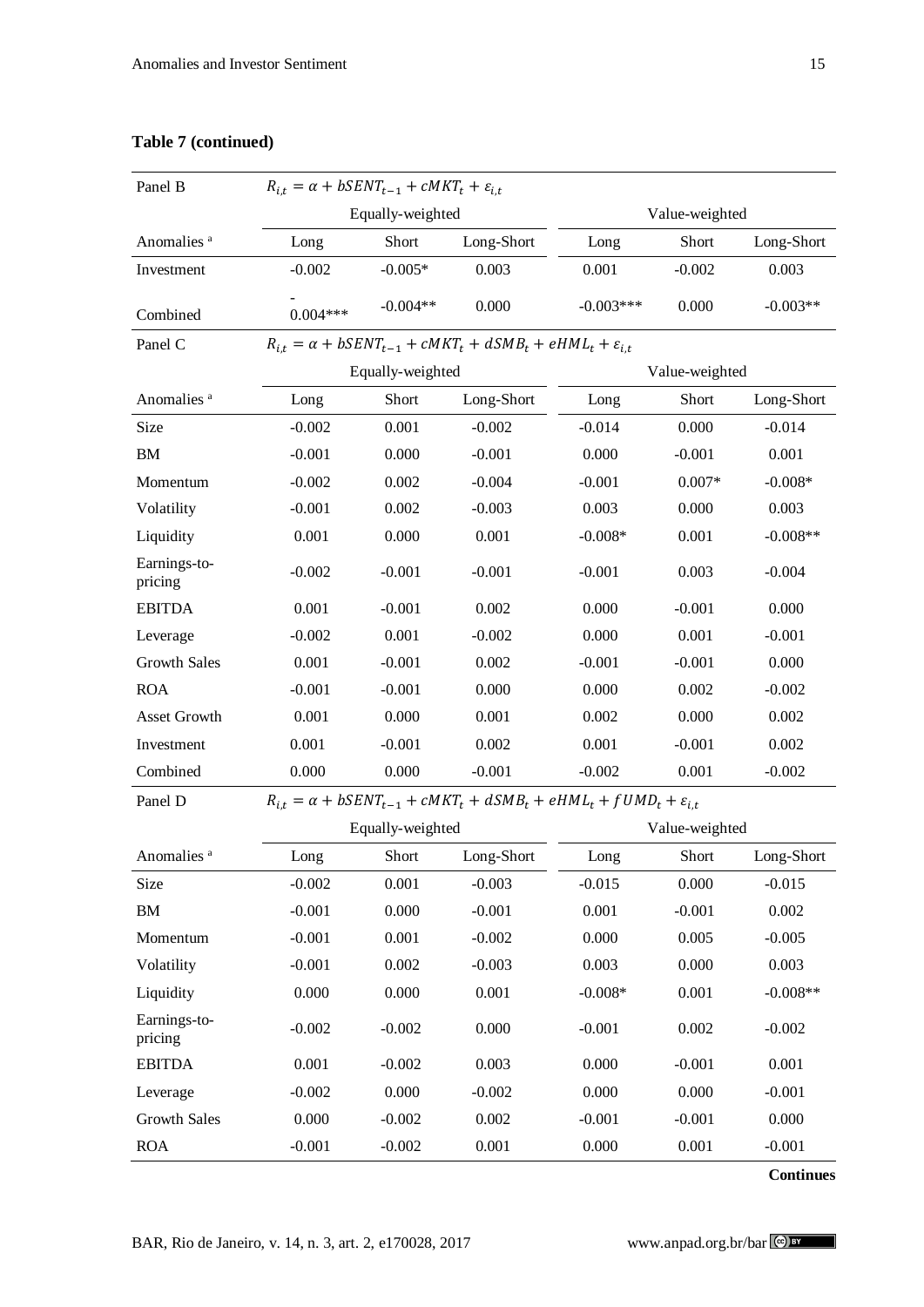**Table 7 (continued)**

| Panel B | $R_{i,t} = \alpha + bSENT_{t-1} + cMKT_t + \varepsilon_{i,t}$ | | | | | |
|---|---|---|---|---|---|---|
| | Equally-weighted | | | Value-weighted | | |
| Anomalies [a] | Long | Short | Long-Short | Long | Short | Long-Short |
| Investment | -0.002 | -0.005* | 0.003 | 0.001 | -0.002 | 0.003 |
| Combined | -0.004*** | -0.004** | 0.000 | -0.003*** | 0.000 | -0.003** |

| Panel C | $R_{i,t} = \alpha + bSENT_{t-1} + cMKT_t + dSMB_t + eHML_t + \varepsilon_{i,t}$ | | | | | |
|---|---|---|---|---|---|---|
| | Equally-weighted | | | Value-weighted | | |
| Anomalies [a] | Long | Short | Long-Short | Long | Short | Long-Short |
| Size | -0.002 | 0.001 | -0.002 | -0.014 | 0.000 | -0.014 |
| BM | -0.001 | 0.000 | -0.001 | 0.000 | -0.001 | 0.001 |
| Momentum | -0.002 | 0.002 | -0.004 | -0.001 | 0.007* | -0.008* |
| Volatility | -0.001 | 0.002 | -0.003 | 0.003 | 0.000 | 0.003 |
| Liquidity | 0.001 | 0.000 | 0.001 | -0.008* | 0.001 | -0.008** |
| Earnings-to-pricing | -0.002 | -0.001 | -0.001 | -0.001 | 0.003 | -0.004 |
| EBITDA | 0.001 | -0.001 | 0.002 | 0.000 | -0.001 | 0.000 |
| Leverage | -0.002 | 0.001 | -0.002 | 0.000 | 0.001 | -0.001 |
| Growth Sales | 0.001 | -0.001 | 0.002 | -0.001 | -0.001 | 0.000 |
| ROA | -0.001 | -0.001 | 0.000 | 0.000 | 0.002 | -0.002 |
| Asset Growth | 0.001 | 0.000 | 0.001 | 0.002 | 0.000 | 0.002 |
| Investment | 0.001 | -0.001 | 0.002 | 0.001 | -0.001 | 0.002 |
| Combined | 0.000 | 0.000 | -0.001 | -0.002 | 0.001 | -0.002 |

| Panel D | $R_{i,t} = \alpha + bSENT_{t-1} + cMKT_t + dSMB_t + eHML_t + fUMD_t + \varepsilon_{i,t}$ | | | | | |
|---|---|---|---|---|---|---|
| | Equally-weighted | | | Value-weighted | | |
| Anomalies [a] | Long | Short | Long-Short | Long | Short | Long-Short |
| Size | -0.002 | 0.001 | -0.003 | -0.015 | 0.000 | -0.015 |
| BM | -0.001 | 0.000 | -0.001 | 0.001 | -0.001 | 0.002 |
| Momentum | -0.001 | 0.001 | -0.002 | 0.000 | 0.005 | -0.005 |
| Volatility | -0.001 | 0.002 | -0.003 | 0.003 | 0.000 | 0.003 |
| Liquidity | 0.000 | 0.000 | 0.001 | -0.008* | 0.001 | -0.008** |
| Earnings-to-pricing | -0.002 | -0.002 | 0.000 | -0.001 | 0.002 | -0.002 |
| EBITDA | 0.001 | -0.002 | 0.003 | 0.000 | -0.001 | 0.001 |
| Leverage | -0.002 | 0.000 | -0.002 | 0.000 | 0.000 | -0.001 |
| Growth Sales | 0.000 | -0.002 | 0.002 | -0.001 | -0.001 | 0.000 |
| ROA | -0.001 | -0.002 | 0.001 | 0.000 | 0.001 | -0.001 |

**Continues**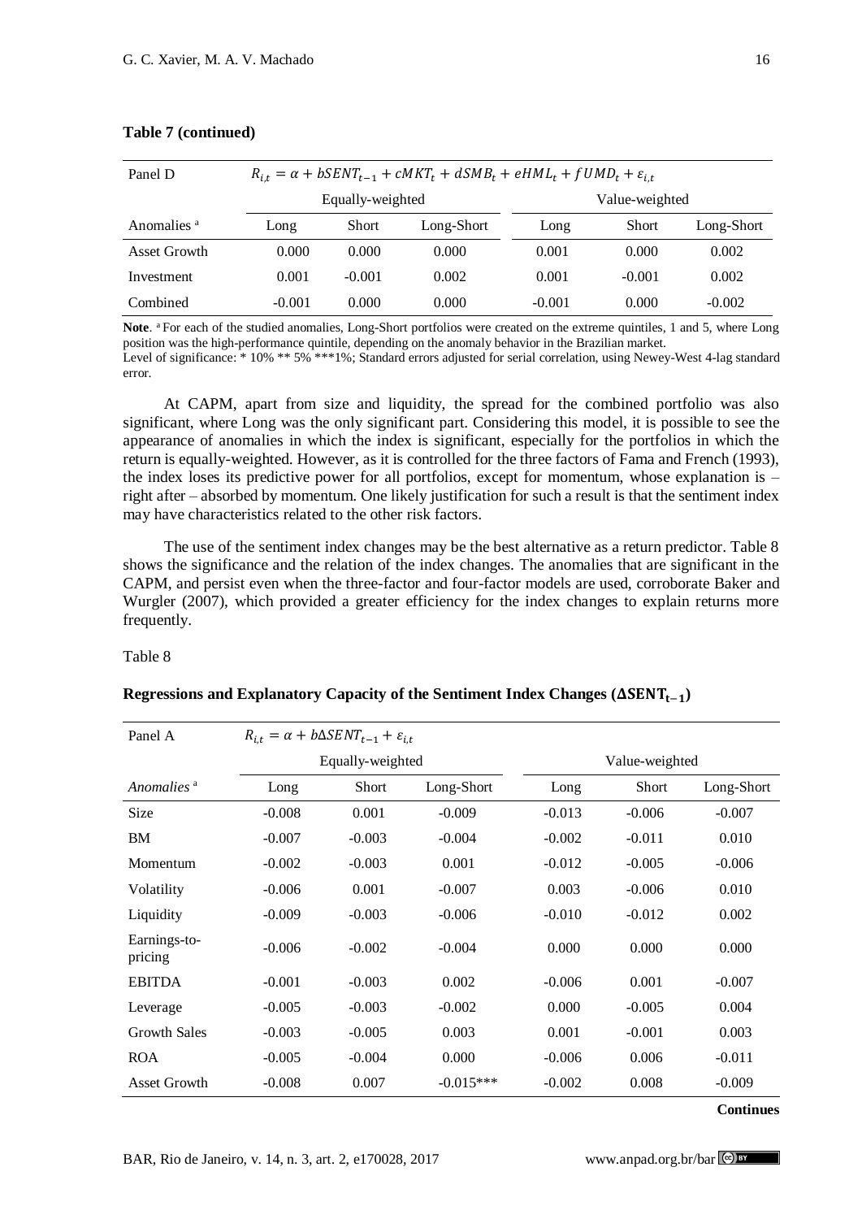**Table 7 (continued)**

| Panel D | $R_{i,t} = \alpha + bSENT_{t-1} + cMKT_t + dSMB_t + eHML_t + fUMD_t + \varepsilon_{i,t}$ | | | | | |
|---|---|---|---|---|---|---|
| | Equally-weighted | | | Value-weighted | | |
| Anomalies [a] | Long | Short | Long-Short | Long | Short | Long-Short |
| Asset Growth | 0.000 | 0.000 | 0.000 | 0.001 | 0.000 | 0.002 |
| Investment | 0.001 | -0.001 | 0.002 | 0.001 | -0.001 | 0.002 |
| Combined | -0.001 | 0.000 | 0.000 | -0.001 | 0.000 | -0.002 |

**Note**. [a] For each of the studied anomalies, Long-Short portfolios were created on the extreme quintiles, 1 and 5, where Long position was the high-performance quintile, depending on the anomaly behavior in the Brazilian market.
Level of significance: * 10% ** 5% ***1%; Standard errors adjusted for serial correlation, using Newey-West 4-lag standard error.

At CAPM, apart from size and liquidity, the spread for the combined portfolio was also significant, where Long was the only significant part. Considering this model, it is possible to see the appearance of anomalies in which the index is significant, especially for the portfolios in which the return is equally-weighted. However, as it is controlled for the three factors of Fama and French (1993), the index loses its predictive power for all portfolios, except for momentum, whose explanation is – right after – absorbed by momentum. One likely justification for such a result is that the sentiment index may have characteristics related to the other risk factors.

The use of the sentiment index changes may be the best alternative as a return predictor. Table 8 shows the significance and the relation of the index changes. The anomalies that are significant in the CAPM, and persist even when the three-factor and four-factor models are used, corroborate Baker and Wurgler (2007), which provided a greater efficiency for the index changes to explain returns more frequently.

Table 8

**Regressions and Explanatory Capacity of the Sentiment Index Changes ($\Delta SENT_{t-1}$)**

| Panel A | $R_{i,t} = \alpha + b\Delta SENT_{t-1} + \varepsilon_{i,t}$ | | | | | |
|---|---|---|---|---|---|---|
| | Equally-weighted | | | Value-weighted | | |
| *Anomalies* [a] | Long | Short | Long-Short | Long | Short | Long-Short |
| Size | -0.008 | 0.001 | -0.009 | -0.013 | -0.006 | -0.007 |
| BM | -0.007 | -0.003 | -0.004 | -0.002 | -0.011 | 0.010 |
| Momentum | -0.002 | -0.003 | 0.001 | -0.012 | -0.005 | -0.006 |
| Volatility | -0.006 | 0.001 | -0.007 | 0.003 | -0.006 | 0.010 |
| Liquidity | -0.009 | -0.003 | -0.006 | -0.010 | -0.012 | 0.002 |
| Earnings-to-pricing | -0.006 | -0.002 | -0.004 | 0.000 | 0.000 | 0.000 |
| EBITDA | -0.001 | -0.003 | 0.002 | -0.006 | 0.001 | -0.007 |
| Leverage | -0.005 | -0.003 | -0.002 | 0.000 | -0.005 | 0.004 |
| Growth Sales | -0.003 | -0.005 | 0.003 | 0.001 | -0.001 | 0.003 |
| ROA | -0.005 | -0.004 | 0.000 | -0.006 | 0.006 | -0.011 |
| Asset Growth | -0.008 | 0.007 | -0.015*** | -0.002 | 0.008 | -0.009 |

**Continues**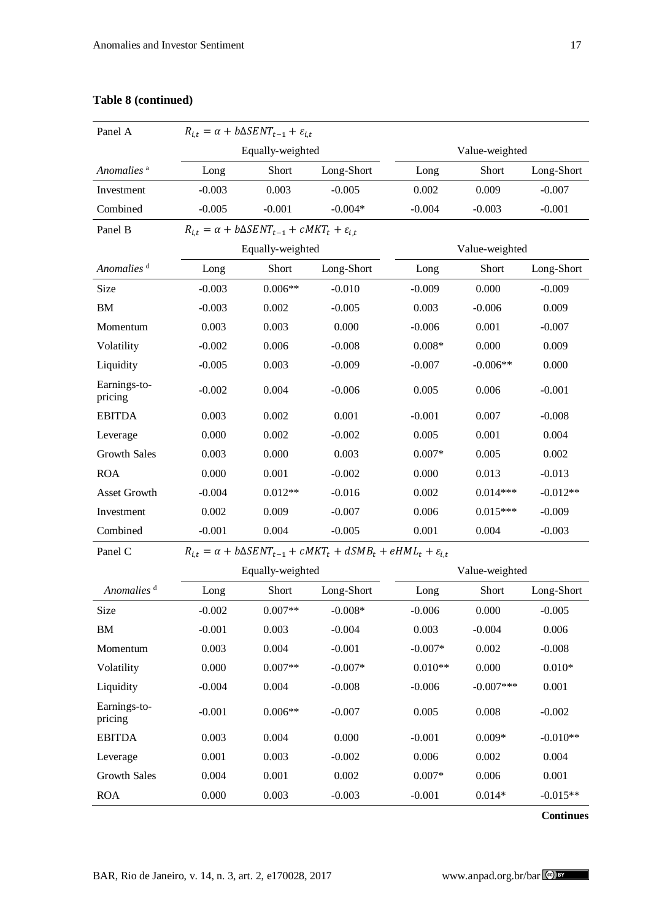**Table 8 (continued)**

| Panel A | $R_{i,t} = \alpha + b\Delta SENT_{t-1} + \varepsilon_{i,t}$ | | | | | |
|---|---|---|---|---|---|---|
| | Equally-weighted | | | Value-weighted | | |
| *Anomalies* [a] | Long | Short | Long-Short | Long | Short | Long-Short |
| Investment | -0.003 | 0.003 | -0.005 | 0.002 | 0.009 | -0.007 |
| Combined | -0.005 | -0.001 | -0.004* | -0.004 | -0.003 | -0.001 |
| **Panel B** | $R_{i,t} = \alpha + b\Delta SENT_{t-1} + cMKT_t + \varepsilon_{i,t}$ | | | | | |
| | Equally-weighted | | | Value-weighted | | |
| *Anomalies* [d] | Long | Short | Long-Short | Long | Short | Long-Short |
| Size | -0.003 | 0.006** | -0.010 | -0.009 | 0.000 | -0.009 |
| BM | -0.003 | 0.002 | -0.005 | 0.003 | -0.006 | 0.009 |
| Momentum | 0.003 | 0.003 | 0.000 | -0.006 | 0.001 | -0.007 |
| Volatility | -0.002 | 0.006 | -0.008 | 0.008* | 0.000 | 0.009 |
| Liquidity | -0.005 | 0.003 | -0.009 | -0.007 | -0.006** | 0.000 |
| Earnings-to-pricing | -0.002 | 0.004 | -0.006 | 0.005 | 0.006 | -0.001 |
| EBITDA | 0.003 | 0.002 | 0.001 | -0.001 | 0.007 | -0.008 |
| Leverage | 0.000 | 0.002 | -0.002 | 0.005 | 0.001 | 0.004 |
| Growth Sales | 0.003 | 0.000 | 0.003 | 0.007* | 0.005 | 0.002 |
| ROA | 0.000 | 0.001 | -0.002 | 0.000 | 0.013 | -0.013 |
| Asset Growth | -0.004 | 0.012** | -0.016 | 0.002 | 0.014*** | -0.012** |
| Investment | 0.002 | 0.009 | -0.007 | 0.006 | 0.015*** | -0.009 |
| Combined | -0.001 | 0.004 | -0.005 | 0.001 | 0.004 | -0.003 |
| **Panel C** | $R_{i,t} = \alpha + b\Delta SENT_{t-1} + cMKT_t + dSMB_t + eHML_t + \varepsilon_{i,t}$ | | | | | |
| | Equally-weighted | | | Value-weighted | | |
| *Anomalies* [d] | Long | Short | Long-Short | Long | Short | Long-Short |
| Size | -0.002 | 0.007** | -0.008* | -0.006 | 0.000 | -0.005 |
| BM | -0.001 | 0.003 | -0.004 | 0.003 | -0.004 | 0.006 |
| Momentum | 0.003 | 0.004 | -0.001 | -0.007* | 0.002 | -0.008 |
| Volatility | 0.000 | 0.007** | -0.007* | 0.010** | 0.000 | 0.010* |
| Liquidity | -0.004 | 0.004 | -0.008 | -0.006 | -0.007*** | 0.001 |
| Earnings-to-pricing | -0.001 | 0.006** | -0.007 | 0.005 | 0.008 | -0.002 |
| EBITDA | 0.003 | 0.004 | 0.000 | -0.001 | 0.009* | -0.010** |
| Leverage | 0.001 | 0.003 | -0.002 | 0.006 | 0.002 | 0.004 |
| Growth Sales | 0.004 | 0.001 | 0.002 | 0.007* | 0.006 | 0.001 |
| ROA | 0.000 | 0.003 | -0.003 | -0.001 | 0.014* | -0.015** |

**Continues**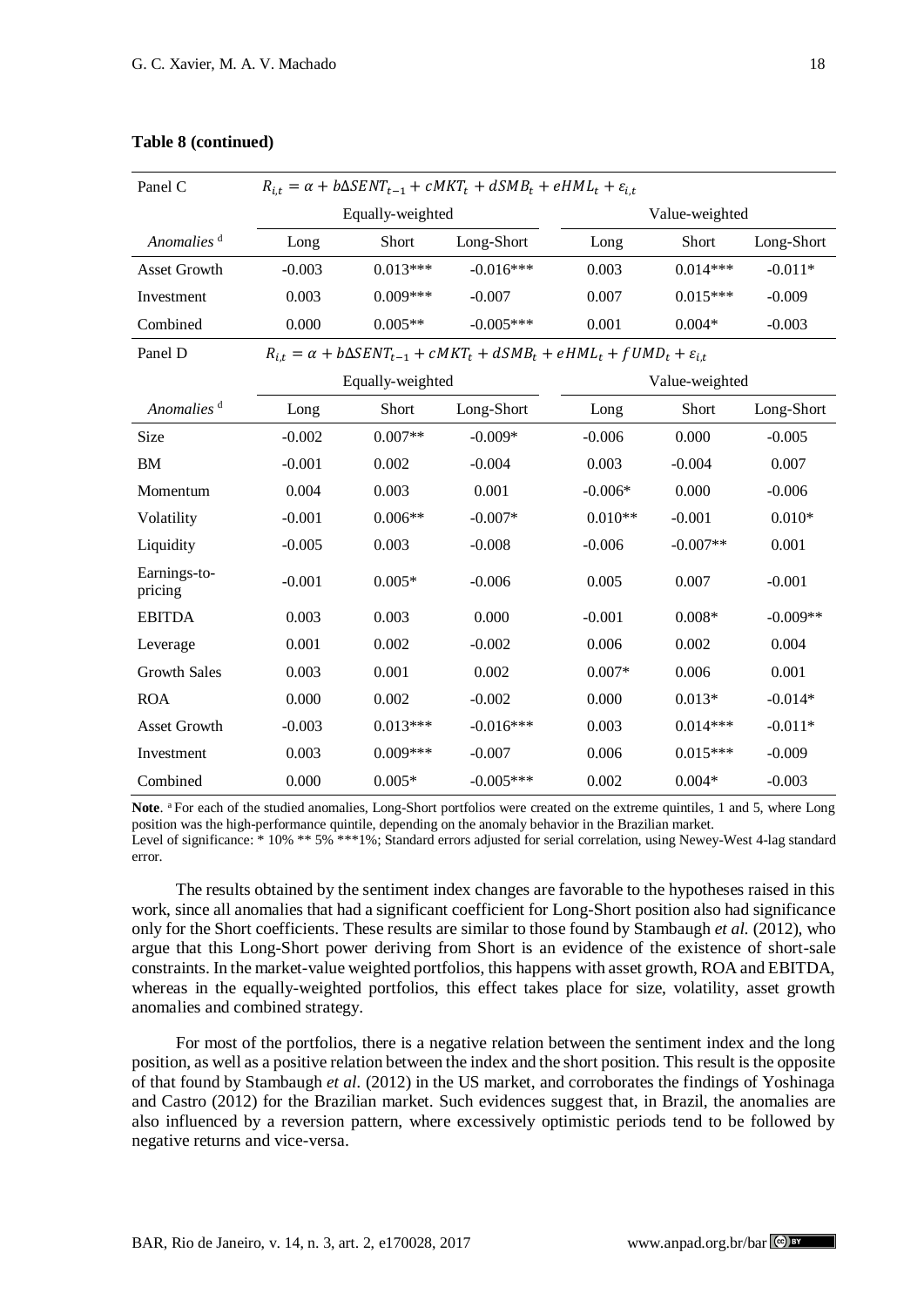**Table 8 (continued)**

| Panel C | $R_{i,t} = \alpha + b\Delta SENT_{t-1} + cMKT_t + dSMB_t + eHML_t + \varepsilon_{i,t}$ | | | | | |
|---|---|---|---|---|---|---|
| | Equally-weighted | | | Value-weighted | | |
| *Anomalies* [d] | Long | Short | Long-Short | Long | Short | Long-Short |
| Asset Growth | -0.003 | 0.013*** | -0.016*** | 0.003 | 0.014*** | -0.011* |
| Investment | 0.003 | 0.009*** | -0.007 | 0.007 | 0.015*** | -0.009 |
| Combined | 0.000 | 0.005** | -0.005*** | 0.001 | 0.004* | -0.003 |
| **Panel D** | $R_{i,t} = \alpha + b\Delta SENT_{t-1} + cMKT_t + dSMB_t + eHML_t + fUMD_t + \varepsilon_{i,t}$ | | | | | |
| | Equally-weighted | | | Value-weighted | | |
| *Anomalies* [d] | Long | Short | Long-Short | Long | Short | Long-Short |
| Size | -0.002 | 0.007** | -0.009* | -0.006 | 0.000 | -0.005 |
| BM | -0.001 | 0.002 | -0.004 | 0.003 | -0.004 | 0.007 |
| Momentum | 0.004 | 0.003 | 0.001 | -0.006* | 0.000 | -0.006 |
| Volatility | -0.001 | 0.006** | -0.007* | 0.010** | -0.001 | 0.010* |
| Liquidity | -0.005 | 0.003 | -0.008 | -0.006 | -0.007** | 0.001 |
| Earnings-to-pricing | -0.001 | 0.005* | -0.006 | 0.005 | 0.007 | -0.001 |
| EBITDA | 0.003 | 0.003 | 0.000 | -0.001 | 0.008* | -0.009** |
| Leverage | 0.001 | 0.002 | -0.002 | 0.006 | 0.002 | 0.004 |
| Growth Sales | 0.003 | 0.001 | 0.002 | 0.007* | 0.006 | 0.001 |
| ROA | 0.000 | 0.002 | -0.002 | 0.000 | 0.013* | -0.014* |
| Asset Growth | -0.003 | 0.013*** | -0.016*** | 0.003 | 0.014*** | -0.011* |
| Investment | 0.003 | 0.009*** | -0.007 | 0.006 | 0.015*** | -0.009 |
| Combined | 0.000 | 0.005* | -0.005*** | 0.002 | 0.004* | -0.003 |

**Note**. [a] For each of the studied anomalies, Long-Short portfolios were created on the extreme quintiles, 1 and 5, where Long position was the high-performance quintile, depending on the anomaly behavior in the Brazilian market.
Level of significance: * 10% ** 5% ***1%; Standard errors adjusted for serial correlation, using Newey-West 4-lag standard error.

The results obtained by the sentiment index changes are favorable to the hypotheses raised in this work, since all anomalies that had a significant coefficient for Long-Short position also had significance only for the Short coefficients. These results are similar to those found by Stambaugh *et al.* (2012), who argue that this Long-Short power deriving from Short is an evidence of the existence of short-sale constraints. In the market-value weighted portfolios, this happens with asset growth, ROA and EBITDA, whereas in the equally-weighted portfolios, this effect takes place for size, volatility, asset growth anomalies and combined strategy.

For most of the portfolios, there is a negative relation between the sentiment index and the long position, as well as a positive relation between the index and the short position. This result is the opposite of that found by Stambaugh *et al.* (2012) in the US market, and corroborates the findings of Yoshinaga and Castro (2012) for the Brazilian market. Such evidences suggest that, in Brazil, the anomalies are also influenced by a reversion pattern, where excessively optimistic periods tend to be followed by negative returns and vice-versa.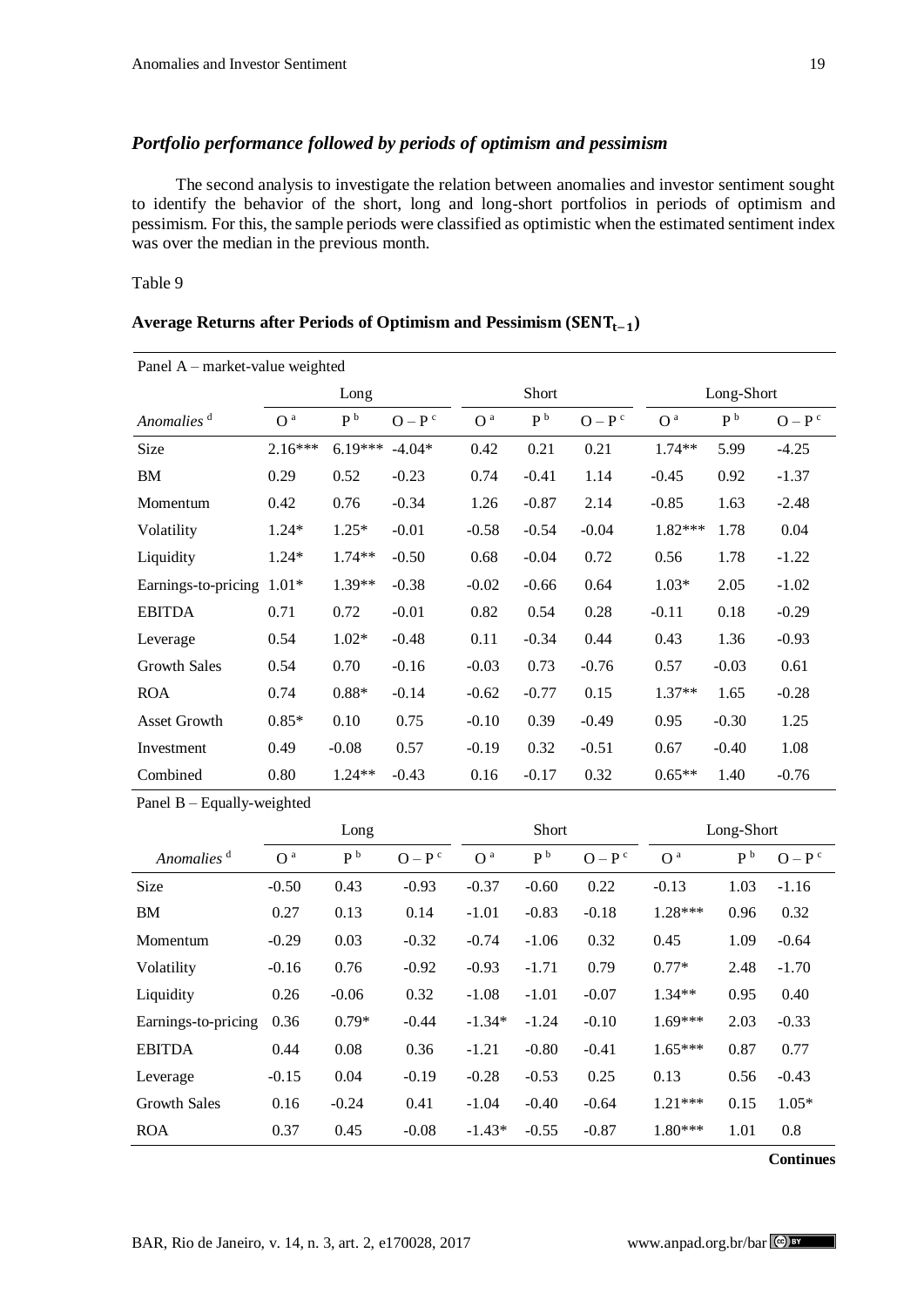## *Portfolio performance followed by periods of optimism and pessimism*

The second analysis to investigate the relation between anomalies and investor sentiment sought to identify the behavior of the short, long and long-short portfolios in periods of optimism and pessimism. For this, the sample periods were classified as optimistic when the estimated sentiment index was over the median in the previous month.

Table 9

**Average Returns after Periods of Optimism and Pessimism ($SENT_{t-1}$)**

| Panel A – market-value weighted | | | | | | | | | |
|---|---|---|---|---|---|---|---|---|---|
| | Long | | | Short | | | Long-Short | | |
| *Anomalies* [d] | O [a] | P [b] | O – P [c] | O [a] | P [b] | O – P [c] | O [a] | P [b] | O – P [c] |
| Size | 2.16*** | 6.19*** | -4.04* | 0.42 | 0.21 | 0.21 | 1.74** | 5.99 | -4.25 |
| BM | 0.29 | 0.52 | -0.23 | 0.74 | -0.41 | 1.14 | -0.45 | 0.92 | -1.37 |
| Momentum | 0.42 | 0.76 | -0.34 | 1.26 | -0.87 | 2.14 | -0.85 | 1.63 | -2.48 |
| Volatility | 1.24* | 1.25* | -0.01 | -0.58 | -0.54 | -0.04 | 1.82*** | 1.78 | 0.04 |
| Liquidity | 1.24* | 1.74** | -0.50 | 0.68 | -0.04 | 0.72 | 0.56 | 1.78 | -1.22 |
| Earnings-to-pricing | 1.01* | 1.39** | -0.38 | -0.02 | -0.66 | 0.64 | 1.03* | 2.05 | -1.02 |
| EBITDA | 0.71 | 0.72 | -0.01 | 0.82 | 0.54 | 0.28 | -0.11 | 0.18 | -0.29 |
| Leverage | 0.54 | 1.02* | -0.48 | 0.11 | -0.34 | 0.44 | 0.43 | 1.36 | -0.93 |
| Growth Sales | 0.54 | 0.70 | -0.16 | -0.03 | 0.73 | -0.76 | 0.57 | -0.03 | 0.61 |
| ROA | 0.74 | 0.88* | -0.14 | -0.62 | -0.77 | 0.15 | 1.37** | 1.65 | -0.28 |
| Asset Growth | 0.85* | 0.10 | 0.75 | -0.10 | 0.39 | -0.49 | 0.95 | -0.30 | 1.25 |
| Investment | 0.49 | -0.08 | 0.57 | -0.19 | 0.32 | -0.51 | 0.67 | -0.40 | 1.08 |
| Combined | 0.80 | 1.24** | -0.43 | 0.16 | -0.17 | 0.32 | 0.65** | 1.40 | -0.76 |
| **Panel B – Equally-weighted** | | | | | | | | | |
| | Long | | | Short | | | Long-Short | | |
| *Anomalies* [d] | O [a] | P [b] | O – P [c] | O [a] | P [b] | O – P [c] | O [a] | P [b] | O – P [c] |
| Size | -0.50 | 0.43 | -0.93 | -0.37 | -0.60 | 0.22 | -0.13 | 1.03 | -1.16 |
| BM | 0.27 | 0.13 | 0.14 | -1.01 | -0.83 | -0.18 | 1.28*** | 0.96 | 0.32 |
| Momentum | -0.29 | 0.03 | -0.32 | -0.74 | -1.06 | 0.32 | 0.45 | 1.09 | -0.64 |
| Volatility | -0.16 | 0.76 | -0.92 | -0.93 | -1.71 | 0.79 | 0.77* | 2.48 | -1.70 |
| Liquidity | 0.26 | -0.06 | 0.32 | -1.08 | -1.01 | -0.07 | 1.34** | 0.95 | 0.40 |
| Earnings-to-pricing | 0.36 | 0.79* | -0.44 | -1.34* | -1.24 | -0.10 | 1.69*** | 2.03 | -0.33 |
| EBITDA | 0.44 | 0.08 | 0.36 | -1.21 | -0.80 | -0.41 | 1.65*** | 0.87 | 0.77 |
| Leverage | -0.15 | 0.04 | -0.19 | -0.28 | -0.53 | 0.25 | 0.13 | 0.56 | -0.43 |
| Growth Sales | 0.16 | -0.24 | 0.41 | -1.04 | -0.40 | -0.64 | 1.21*** | 0.15 | 1.05* |
| ROA | 0.37 | 0.45 | -0.08 | -1.43* | -0.55 | -0.87 | 1.80*** | 1.01 | 0.8 |

**Continues**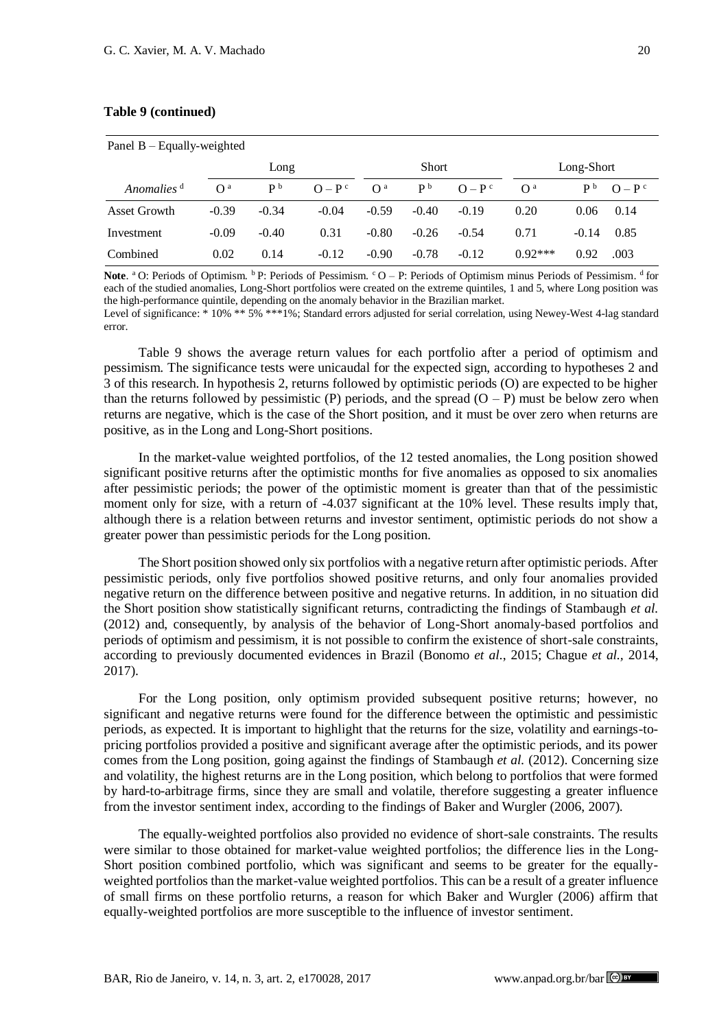**Table 9 (continued)**

| Panel B – Equally-weighted | | | | | | | | | |
|---|---|---|---|---|---|---|---|---|---|
| | Long | | | Short | | | Long-Short | | |
| *Anomalies* [d] | O [a] | P [b] | O – P [c] | O [a] | P [b] | O – P [c] | O [a] | P [b] | O – P [c] |
| Asset Growth | -0.39 | -0.34 | -0.04 | -0.59 | -0.40 | -0.19 | 0.20 | 0.06 | 0.14 |
| Investment | -0.09 | -0.40 | 0.31 | -0.80 | -0.26 | -0.54 | 0.71 | -0.14 | 0.85 |
| Combined | 0.02 | 0.14 | -0.12 | -0.90 | -0.78 | -0.12 | 0.92*** | 0.92 | .003 |

**Note**. [a] O: Periods of Optimism. [b] P: Periods of Pessimism. [c] O – P: Periods of Optimism minus Periods of Pessimism. [d] for each of the studied anomalies, Long-Short portfolios were created on the extreme quintiles, 1 and 5, where Long position was the high-performance quintile, depending on the anomaly behavior in the Brazilian market.
Level of significance: * 10% ** 5% ***1%; Standard errors adjusted for serial correlation, using Newey-West 4-lag standard error.

Table 9 shows the average return values for each portfolio after a period of optimism and pessimism. The significance tests were unicaudal for the expected sign, according to hypotheses 2 and 3 of this research. In hypothesis 2, returns followed by optimistic periods (O) are expected to be higher than the returns followed by pessimistic (P) periods, and the spread (O – P) must be below zero when returns are negative, which is the case of the Short position, and it must be over zero when returns are positive, as in the Long and Long-Short positions.

In the market-value weighted portfolios, of the 12 tested anomalies, the Long position showed significant positive returns after the optimistic months for five anomalies as opposed to six anomalies after pessimistic periods; the power of the optimistic moment is greater than that of the pessimistic moment only for size, with a return of -4.037 significant at the 10% level. These results imply that, although there is a relation between returns and investor sentiment, optimistic periods do not show a greater power than pessimistic periods for the Long position.

The Short position showed only six portfolios with a negative return after optimistic periods. After pessimistic periods, only five portfolios showed positive returns, and only four anomalies provided negative return on the difference between positive and negative returns. In addition, in no situation did the Short position show statistically significant returns, contradicting the findings of Stambaugh *et al.* (2012) and, consequently, by analysis of the behavior of Long-Short anomaly-based portfolios and periods of optimism and pessimism, it is not possible to confirm the existence of short-sale constraints, according to previously documented evidences in Brazil (Bonomo *et al.*, 2015; Chague *et al.*, 2014, 2017).

For the Long position, only optimism provided subsequent positive returns; however, no significant and negative returns were found for the difference between the optimistic and pessimistic periods, as expected. It is important to highlight that the returns for the size, volatility and earnings-to-pricing portfolios provided a positive and significant average after the optimistic periods, and its power comes from the Long position, going against the findings of Stambaugh *et al.* (2012). Concerning size and volatility, the highest returns are in the Long position, which belong to portfolios that were formed by hard-to-arbitrage firms, since they are small and volatile, therefore suggesting a greater influence from the investor sentiment index, according to the findings of Baker and Wurgler (2006, 2007).

The equally-weighted portfolios also provided no evidence of short-sale constraints. The results were similar to those obtained for market-value weighted portfolios; the difference lies in the Long-Short position combined portfolio, which was significant and seems to be greater for the equally-weighted portfolios than the market-value weighted portfolios. This can be a result of a greater influence of small firms on these portfolio returns, a reason for which Baker and Wurgler (2006) affirm that equally-weighted portfolios are more susceptible to the influence of investor sentiment.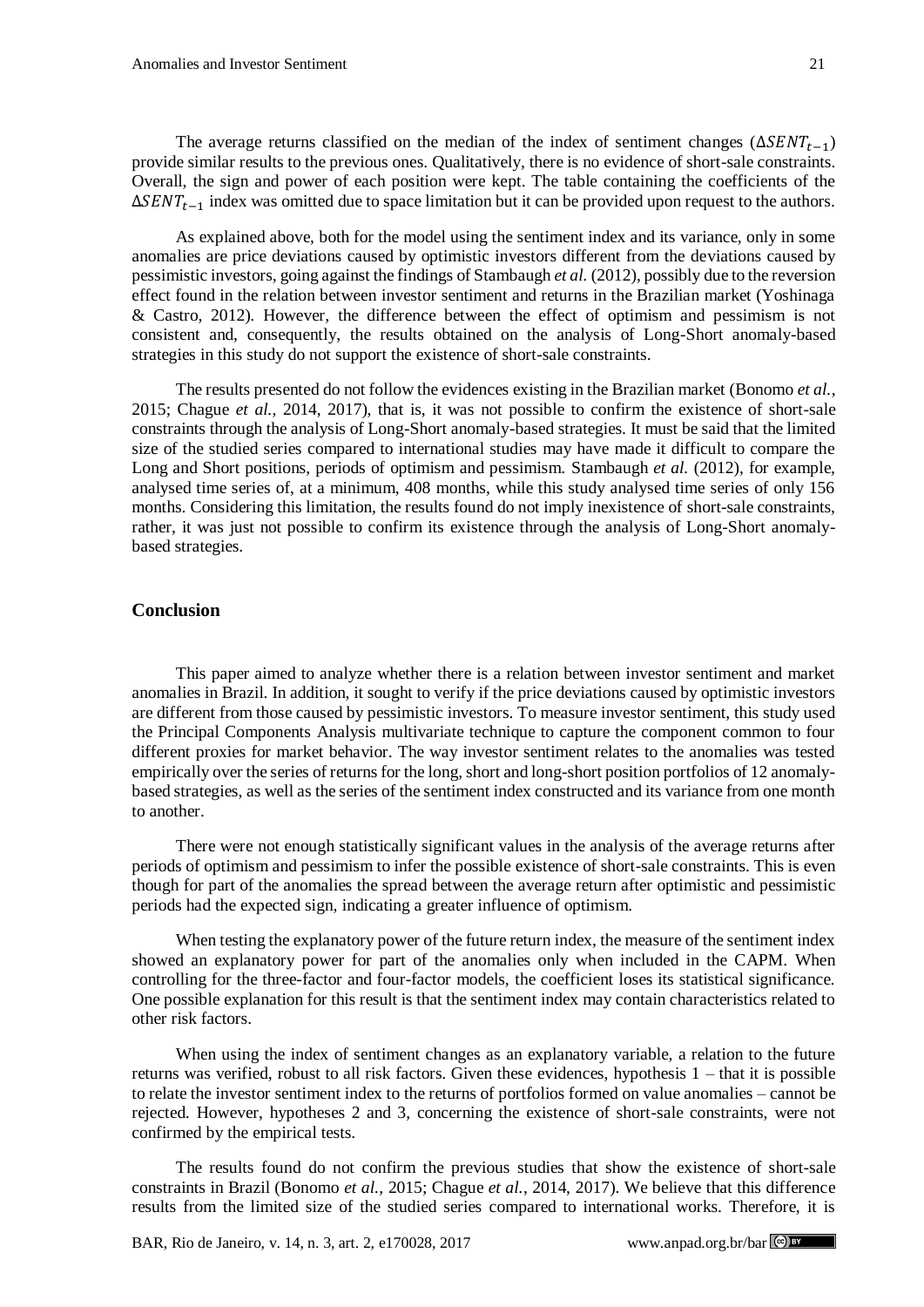The average returns classified on the median of the index of sentiment changes ($\Delta SENT_{t-1}$) provide similar results to the previous ones. Qualitatively, there is no evidence of short-sale constraints. Overall, the sign and power of each position were kept. The table containing the coefficients of the $\Delta SENT_{t-1}$ index was omitted due to space limitation but it can be provided upon request to the authors.

As explained above, both for the model using the sentiment index and its variance, only in some anomalies are price deviations caused by optimistic investors different from the deviations caused by pessimistic investors, going against the findings of Stambaugh *et al.* (2012), possibly due to the reversion effect found in the relation between investor sentiment and returns in the Brazilian market (Yoshinaga & Castro, 2012). However, the difference between the effect of optimism and pessimism is not consistent and, consequently, the results obtained on the analysis of Long-Short anomaly-based strategies in this study do not support the existence of short-sale constraints.

The results presented do not follow the evidences existing in the Brazilian market (Bonomo *et al.*, 2015; Chague *et al.*, 2014, 2017), that is, it was not possible to confirm the existence of short-sale constraints through the analysis of Long-Short anomaly-based strategies. It must be said that the limited size of the studied series compared to international studies may have made it difficult to compare the Long and Short positions, periods of optimism and pessimism. Stambaugh *et al.* (2012), for example, analysed time series of, at a minimum, 408 months, while this study analysed time series of only 156 months. Considering this limitation, the results found do not imply inexistence of short-sale constraints, rather, it was just not possible to confirm its existence through the analysis of Long-Short anomaly-based strategies.

## Conclusion

This paper aimed to analyze whether there is a relation between investor sentiment and market anomalies in Brazil. In addition, it sought to verify if the price deviations caused by optimistic investors are different from those caused by pessimistic investors. To measure investor sentiment, this study used the Principal Components Analysis multivariate technique to capture the component common to four different proxies for market behavior. The way investor sentiment relates to the anomalies was tested empirically over the series of returns for the long, short and long-short position portfolios of 12 anomaly-based strategies, as well as the series of the sentiment index constructed and its variance from one month to another.

There were not enough statistically significant values in the analysis of the average returns after periods of optimism and pessimism to infer the possible existence of short-sale constraints. This is even though for part of the anomalies the spread between the average return after optimistic and pessimistic periods had the expected sign, indicating a greater influence of optimism.

When testing the explanatory power of the future return index, the measure of the sentiment index showed an explanatory power for part of the anomalies only when included in the CAPM. When controlling for the three-factor and four-factor models, the coefficient loses its statistical significance. One possible explanation for this result is that the sentiment index may contain characteristics related to other risk factors.

When using the index of sentiment changes as an explanatory variable, a relation to the future returns was verified, robust to all risk factors. Given these evidences, hypothesis 1 – that it is possible to relate the investor sentiment index to the returns of portfolios formed on value anomalies – cannot be rejected. However, hypotheses 2 and 3, concerning the existence of short-sale constraints, were not confirmed by the empirical tests.

The results found do not confirm the previous studies that show the existence of short-sale constraints in Brazil (Bonomo *et al.*, 2015; Chague *et al.*, 2014, 2017). We believe that this difference results from the limited size of the studied series compared to international works. Therefore, it is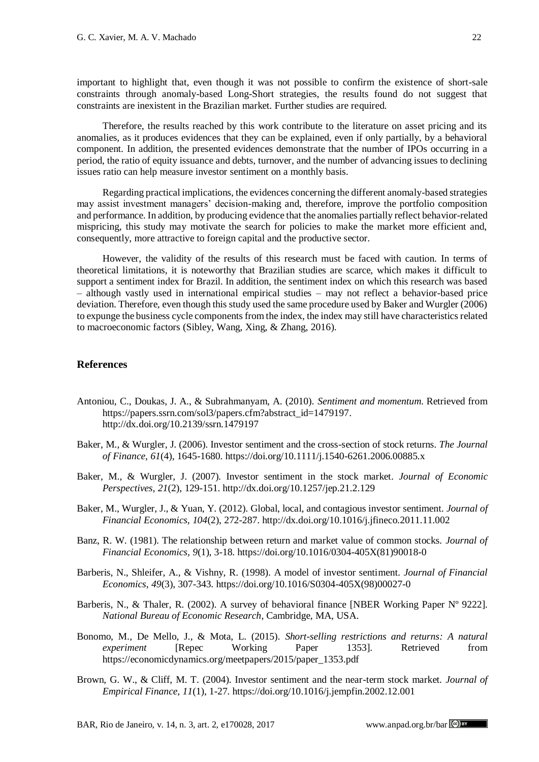important to highlight that, even though it was not possible to confirm the existence of short-sale constraints through anomaly-based Long-Short strategies, the results found do not suggest that constraints are inexistent in the Brazilian market. Further studies are required.

Therefore, the results reached by this work contribute to the literature on asset pricing and its anomalies, as it produces evidences that they can be explained, even if only partially, by a behavioral component. In addition, the presented evidences demonstrate that the number of IPOs occurring in a period, the ratio of equity issuance and debts, turnover, and the number of advancing issues to declining issues ratio can help measure investor sentiment on a monthly basis.

Regarding practical implications, the evidences concerning the different anomaly-based strategies may assist investment managers' decision-making and, therefore, improve the portfolio composition and performance. In addition, by producing evidence that the anomalies partially reflect behavior-related mispricing, this study may motivate the search for policies to make the market more efficient and, consequently, more attractive to foreign capital and the productive sector.

However, the validity of the results of this research must be faced with caution. In terms of theoretical limitations, it is noteworthy that Brazilian studies are scarce, which makes it difficult to support a sentiment index for Brazil. In addition, the sentiment index on which this research was based – although vastly used in international empirical studies – may not reflect a behavior-based price deviation. Therefore, even though this study used the same procedure used by Baker and Wurgler (2006) to expunge the business cycle components from the index, the index may still have characteristics related to macroeconomic factors (Sibley, Wang, Xing, & Zhang, 2016).

## References

Antoniou, C., Doukas, J. A., & Subrahmanyam, A. (2010). *Sentiment and momentum*. Retrieved from https://papers.ssrn.com/sol3/papers.cfm?abstract_id=1479197. http://dx.doi.org/10.2139/ssrn.1479197

Baker, M., & Wurgler, J. (2006). Investor sentiment and the cross-section of stock returns. *The Journal of Finance, 61*(4), 1645-1680. https://doi.org/10.1111/j.1540-6261.2006.00885.x

Baker, M., & Wurgler, J. (2007). Investor sentiment in the stock market. *Journal of Economic Perspectives, 21*(2), 129-151. http://dx.doi.org/10.1257/jep.21.2.129

Baker, M., Wurgler, J., & Yuan, Y. (2012). Global, local, and contagious investor sentiment. *Journal of Financial Economics, 104*(2), 272-287. http://dx.doi.org/10.1016/j.jfineco.2011.11.002

Banz, R. W. (1981). The relationship between return and market value of common stocks. *Journal of Financial Economics, 9*(1), 3-18. https://doi.org/10.1016/0304-405X(81)90018-0

Barberis, N., Shleifer, A., & Vishny, R. (1998). A model of investor sentiment. *Journal of Financial Economics, 49*(3), 307-343. https://doi.org/10.1016/S0304-405X(98)00027-0

Barberis, N., & Thaler, R. (2002). A survey of behavioral finance [NBER Working Paper Nº 9222]. *National Bureau of Economic Research*, Cambridge, MA, USA.

Bonomo, M., De Mello, J., & Mota, L. (2015). *Short-selling restrictions and returns: A natural experiment* [Repec Working Paper 1353]. Retrieved from https://economicdynamics.org/meetpapers/2015/paper_1353.pdf

Brown, G. W., & Cliff, M. T. (2004). Investor sentiment and the near-term stock market. *Journal of Empirical Finance, 11*(1), 1-27. https://doi.org/10.1016/j.jempfin.2002.12.001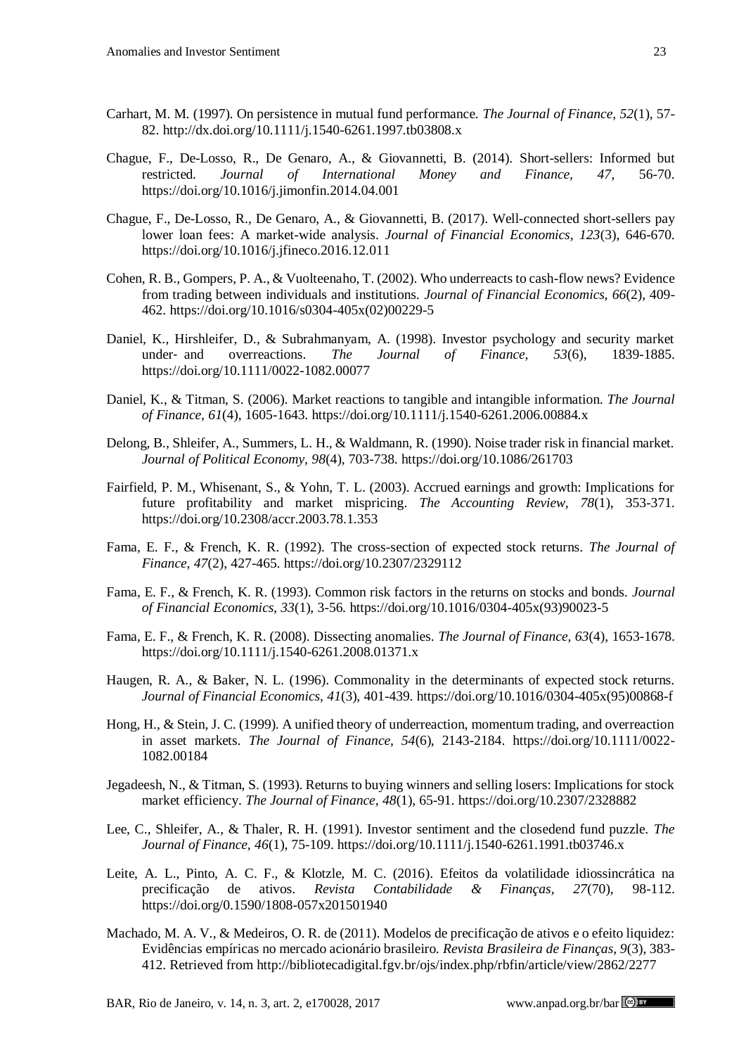Carhart, M. M. (1997). On persistence in mutual fund performance. *The Journal of Finance, 52*(1), 57-82. http://dx.doi.org/10.1111/j.1540-6261.1997.tb03808.x

Chague, F., De-Losso, R., De Genaro, A., & Giovannetti, B. (2014). Short-sellers: Informed but restricted. *Journal of International Money and Finance, 47*, 56-70. https://doi.org/10.1016/j.jimonfin.2014.04.001

Chague, F., De-Losso, R., De Genaro, A., & Giovannetti, B. (2017). Well-connected short-sellers pay lower loan fees: A market-wide analysis. *Journal of Financial Economics, 123*(3), 646-670. https://doi.org/10.1016/j.jfineco.2016.12.011

Cohen, R. B., Gompers, P. A., & Vuolteenaho, T. (2002). Who underreacts to cash-flow news? Evidence from trading between individuals and institutions. *Journal of Financial Economics, 66*(2), 409-462. https://doi.org/10.1016/s0304-405x(02)00229-5

Daniel, K., Hirshleifer, D., & Subrahmanyam, A. (1998). Investor psychology and security market under- and overreactions. *The Journal of Finance, 53*(6), 1839-1885. https://doi.org/10.1111/0022-1082.00077

Daniel, K., & Titman, S. (2006). Market reactions to tangible and intangible information. *The Journal of Finance, 61*(4), 1605-1643. https://doi.org/10.1111/j.1540-6261.2006.00884.x

Delong, B., Shleifer, A., Summers, L. H., & Waldmann, R. (1990). Noise trader risk in financial market. *Journal of Political Economy, 98*(4), 703-738. https://doi.org/10.1086/261703

Fairfield, P. M., Whisenant, S., & Yohn, T. L. (2003). Accrued earnings and growth: Implications for future profitability and market mispricing. *The Accounting Review, 78*(1), 353-371. https://doi.org/10.2308/accr.2003.78.1.353

Fama, E. F., & French, K. R. (1992). The cross-section of expected stock returns. *The Journal of Finance, 47*(2), 427-465. https://doi.org/10.2307/2329112

Fama, E. F., & French, K. R. (1993). Common risk factors in the returns on stocks and bonds. *Journal of Financial Economics, 33*(1), 3-56. https://doi.org/10.1016/0304-405x(93)90023-5

Fama, E. F., & French, K. R. (2008). Dissecting anomalies. *The Journal of Finance, 63*(4), 1653-1678. https://doi.org/10.1111/j.1540-6261.2008.01371.x

Haugen, R. A., & Baker, N. L. (1996). Commonality in the determinants of expected stock returns. *Journal of Financial Economics, 41*(3), 401-439. https://doi.org/10.1016/0304-405x(95)00868-f

Hong, H., & Stein, J. C. (1999). A unified theory of underreaction, momentum trading, and overreaction in asset markets. *The Journal of Finance, 54*(6), 2143-2184. https://doi.org/10.1111/0022-1082.00184

Jegadeesh, N., & Titman, S. (1993). Returns to buying winners and selling losers: Implications for stock market efficiency. *The Journal of Finance, 48*(1), 65-91. https://doi.org/10.2307/2328882

Lee, C., Shleifer, A., & Thaler, R. H. (1991). Investor sentiment and the closedend fund puzzle. *The Journal of Finance, 46*(1), 75-109. https://doi.org/10.1111/j.1540-6261.1991.tb03746.x

Leite, A. L., Pinto, A. C. F., & Klotzle, M. C. (2016). Efeitos da volatilidade idiossincrática na precificação de ativos. *Revista Contabilidade & Finanças, 27*(70), 98-112. https://doi.org/0.1590/1808-057x201501940

Machado, M. A. V., & Medeiros, O. R. de (2011). Modelos de precificação de ativos e o efeito liquidez: Evidências empíricas no mercado acionário brasileiro. *Revista Brasileira de Finanças, 9*(3), 383-412. Retrieved from http://bibliotecadigital.fgv.br/ojs/index.php/rbfin/article/view/2862/2277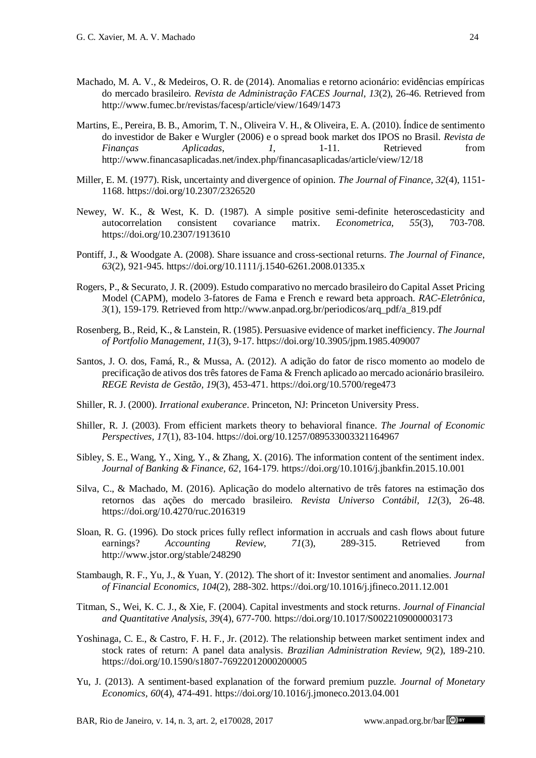Machado, M. A. V., & Medeiros, O. R. de (2014). Anomalias e retorno acionário: evidências empíricas do mercado brasileiro. *Revista de Administração FACES Journal*, *13*(2), 26-46. Retrieved from http://www.fumec.br/revistas/facesp/article/view/1649/1473

Martins, E., Pereira, B. B., Amorim, T. N., Oliveira V. H., & Oliveira, E. A. (2010). Índice de sentimento do investidor de Baker e Wurgler (2006) e o spread book market dos IPOS no Brasil. *Revista de Finanças Aplicadas*, *1*, 1-11. Retrieved from http://www.financasaplicadas.net/index.php/financasaplicadas/article/view/12/18

Miller, E. M. (1977). Risk, uncertainty and divergence of opinion. *The Journal of Finance*, *32*(4), 1151-1168. https://doi.org/10.2307/2326520

Newey, W. K., & West, K. D. (1987). A simple positive semi-definite heteroscedasticity and autocorrelation consistent covariance matrix. *Econometrica*, *55*(3), 703-708. https://doi.org/10.2307/1913610

Pontiff, J., & Woodgate A. (2008). Share issuance and cross-sectional returns. *The Journal of Finance*, *63*(2), 921-945. https://doi.org/10.1111/j.1540-6261.2008.01335.x

Rogers, P., & Securato, J. R. (2009). Estudo comparativo no mercado brasileiro do Capital Asset Pricing Model (CAPM), modelo 3-fatores de Fama e French e reward beta approach. *RAC-Eletrônica*, *3*(1), 159-179. Retrieved from http://www.anpad.org.br/periodicos/arq_pdf/a_819.pdf

Rosenberg, B., Reid, K., & Lanstein, R. (1985). Persuasive evidence of market inefficiency. *The Journal of Portfolio Management*, *11*(3), 9-17. https://doi.org/10.3905/jpm.1985.409007

Santos, J. O. dos, Famá, R., & Mussa, A. (2012). A adição do fator de risco momento ao modelo de precificação de ativos dos três fatores de Fama & French aplicado ao mercado acionário brasileiro. *REGE Revista de Gestão*, *19*(3), 453-471. https://doi.org/10.5700/rege473

Shiller, R. J. (2000). *Irrational exuberance*. Princeton, NJ: Princeton University Press.

Shiller, R. J. (2003). From efficient markets theory to behavioral finance. *The Journal of Economic Perspectives*, *17*(1), 83-104. https://doi.org/10.1257/089533003321164967

Sibley, S. E., Wang, Y., Xing, Y., & Zhang, X. (2016). The information content of the sentiment index. *Journal of Banking & Finance*, *62*, 164-179. https://doi.org/10.1016/j.jbankfin.2015.10.001

Silva, C., & Machado, M. (2016). Aplicação do modelo alternativo de três fatores na estimação dos retornos das ações do mercado brasileiro. *Revista Universo Contábil*, *12*(3), 26-48. https://doi.org/10.4270/ruc.2016319

Sloan, R. G. (1996). Do stock prices fully reflect information in accruals and cash flows about future earnings? *Accounting Review*, *71*(3), 289-315. Retrieved from http://www.jstor.org/stable/248290

Stambaugh, R. F., Yu, J., & Yuan, Y. (2012). The short of it: Investor sentiment and anomalies. *Journal of Financial Economics*, *104*(2), 288-302. https://doi.org/10.1016/j.jfineco.2011.12.001

Titman, S., Wei, K. C. J., & Xie, F. (2004). Capital investments and stock returns. *Journal of Financial and Quantitative Analysis*, *39*(4), 677-700. https://doi.org/10.1017/S0022109000003173

Yoshinaga, C. E., & Castro, F. H. F., Jr. (2012). The relationship between market sentiment index and stock rates of return: A panel data analysis. *Brazilian Administration Review*, *9*(2), 189-210. https://doi.org/10.1590/s1807-76922012000200005

Yu, J. (2013). A sentiment-based explanation of the forward premium puzzle. *Journal of Monetary Economics*, *60*(4), 474-491. https://doi.org/10.1016/j.jmoneco.2013.04.001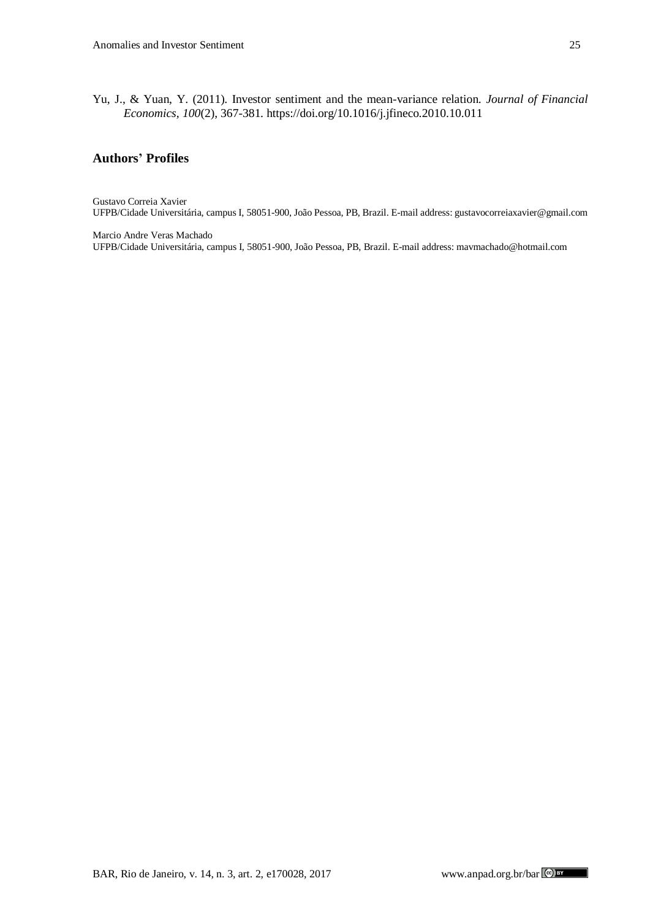Yu, J., & Yuan, Y. (2011). Investor sentiment and the mean-variance relation. *Journal of Financial Economics*, *100*(2), 367-381. https://doi.org/10.1016/j.jfineco.2010.10.011

## Authors' Profiles

Gustavo Correia Xavier
UFPB/Cidade Universitária, campus I, 58051-900, João Pessoa, PB, Brazil. E-mail address: gustavocorreiaxavier@gmail.com

Marcio Andre Veras Machado
UFPB/Cidade Universitária, campus I, 58051-900, João Pessoa, PB, Brazil. E-mail address: mavmachado@hotmail.com